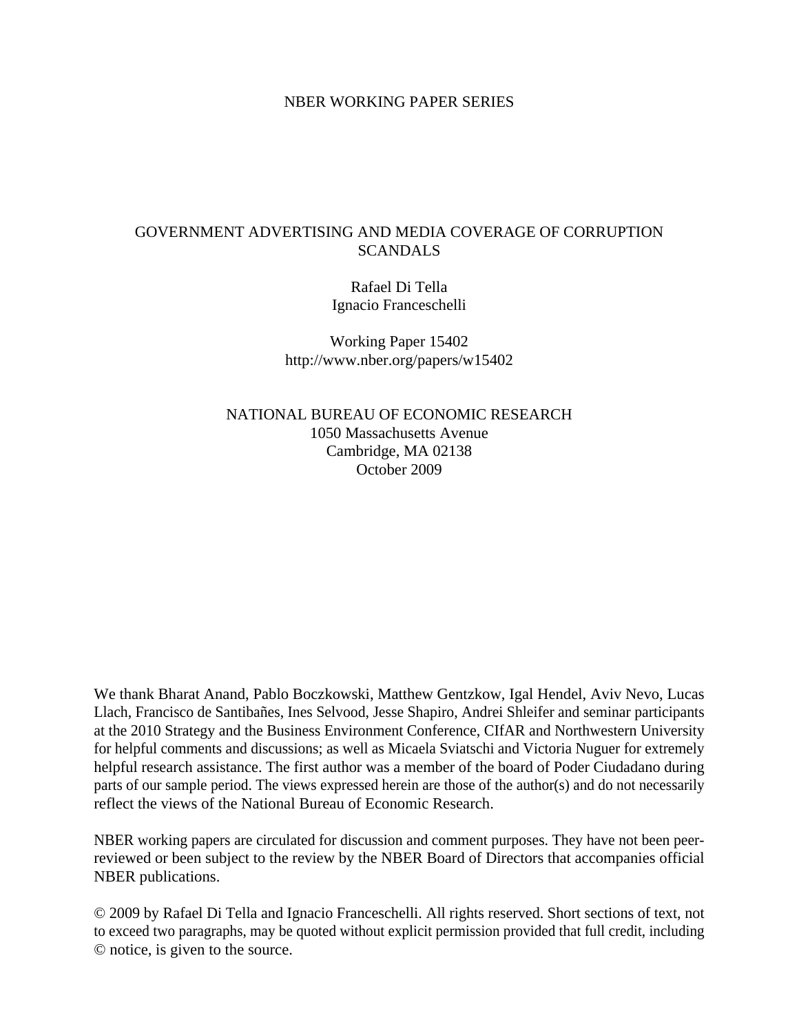NBER WORKING PAPER SERIES

# GOVERNMENT ADVERTISING AND MEDIA COVERAGE OF CORRUPTION SCANDALS

Rafael Di Tella
Ignacio Franceschelli

Working Paper 15402
http://www.nber.org/papers/w15402

NATIONAL BUREAU OF ECONOMIC RESEARCH
1050 Massachusetts Avenue
Cambridge, MA 02138
October 2009

We thank Bharat Anand, Pablo Boczkowski, Matthew Gentzkow, Igal Hendel, Aviv Nevo, Lucas Llach, Francisco de Santibañes, Ines Selvood, Jesse Shapiro, Andrei Shleifer and seminar participants at the 2010 Strategy and the Business Environment Conference, CIfAR and Northwestern University for helpful comments and discussions; as well as Micaela Sviatschi and Victoria Nuguer for extremely helpful research assistance. The first author was a member of the board of Poder Ciudadano during parts of our sample period. The views expressed herein are those of the author(s) and do not necessarily reflect the views of the National Bureau of Economic Research.

NBER working papers are circulated for discussion and comment purposes. They have not been peer-reviewed or been subject to the review by the NBER Board of Directors that accompanies official NBER publications.

© 2009 by Rafael Di Tella and Ignacio Franceschelli. All rights reserved. Short sections of text, not to exceed two paragraphs, may be quoted without explicit permission provided that full credit, including © notice, is given to the source.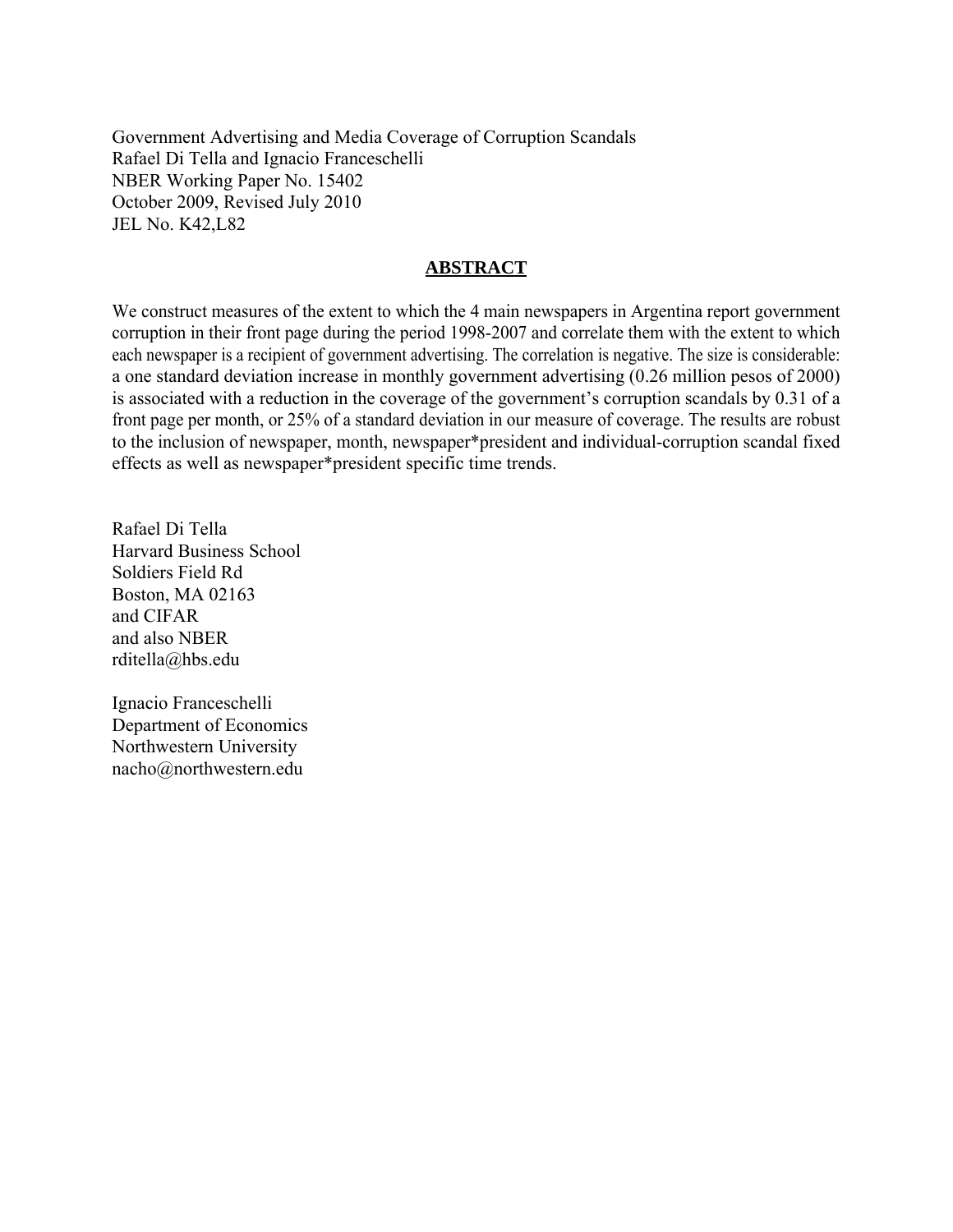Government Advertising and Media Coverage of Corruption Scandals
Rafael Di Tella and Ignacio Franceschelli
NBER Working Paper No. 15402
October 2009, Revised July 2010
JEL No. K42,L82

## ABSTRACT

We construct measures of the extent to which the 4 main newspapers in Argentina report government corruption in their front page during the period 1998-2007 and correlate them with the extent to which each newspaper is a recipient of government advertising. The correlation is negative. The size is considerable: a one standard deviation increase in monthly government advertising (0.26 million pesos of 2000) is associated with a reduction in the coverage of the government's corruption scandals by 0.31 of a front page per month, or 25% of a standard deviation in our measure of coverage. The results are robust to the inclusion of newspaper, month, newspaper*president and individual-corruption scandal fixed effects as well as newspaper*president specific time trends.

Rafael Di Tella
Harvard Business School
Soldiers Field Rd
Boston, MA 02163
and CIFAR
and also NBER
rditella@hbs.edu

Ignacio Franceschelli
Department of Economics
Northwestern University
nacho@northwestern.edu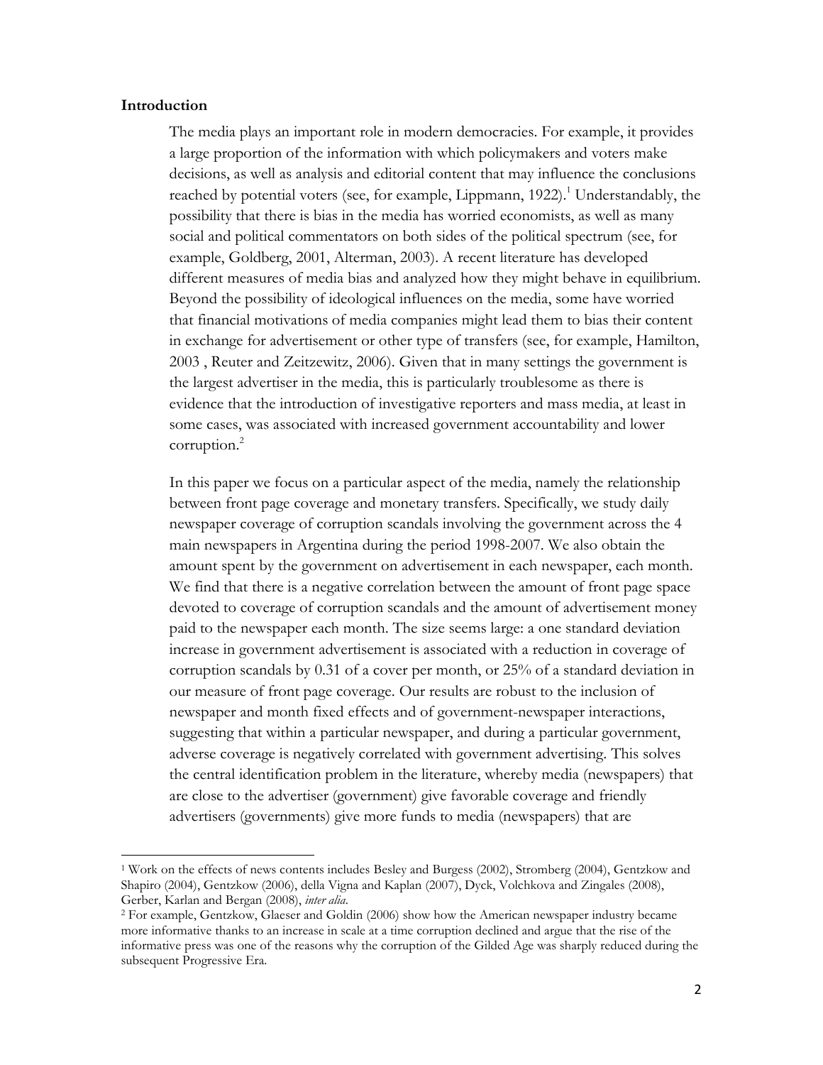**Introduction**

The media plays an important role in modern democracies. For example, it provides a large proportion of the information with which policymakers and voters make decisions, as well as analysis and editorial content that may influence the conclusions reached by potential voters (see, for example, Lippmann, 1922).[1] Understandably, the possibility that there is bias in the media has worried economists, as well as many social and political commentators on both sides of the political spectrum (see, for example, Goldberg, 2001, Alterman, 2003). A recent literature has developed different measures of media bias and analyzed how they might behave in equilibrium. Beyond the possibility of ideological influences on the media, some have worried that financial motivations of media companies might lead them to bias their content in exchange for advertisement or other type of transfers (see, for example, Hamilton, 2003 , Reuter and Zeitzewitz, 2006). Given that in many settings the government is the largest advertiser in the media, this is particularly troublesome as there is evidence that the introduction of investigative reporters and mass media, at least in some cases, was associated with increased government accountability and lower corruption.[2]

In this paper we focus on a particular aspect of the media, namely the relationship between front page coverage and monetary transfers. Specifically, we study daily newspaper coverage of corruption scandals involving the government across the 4 main newspapers in Argentina during the period 1998-2007. We also obtain the amount spent by the government on advertisement in each newspaper, each month. We find that there is a negative correlation between the amount of front page space devoted to coverage of corruption scandals and the amount of advertisement money paid to the newspaper each month. The size seems large: a one standard deviation increase in government advertisement is associated with a reduction in coverage of corruption scandals by 0.31 of a cover per month, or 25% of a standard deviation in our measure of front page coverage. Our results are robust to the inclusion of newspaper and month fixed effects and of government-newspaper interactions, suggesting that within a particular newspaper, and during a particular government, adverse coverage is negatively correlated with government advertising. This solves the central identification problem in the literature, whereby media (newspapers) that are close to the advertiser (government) give favorable coverage and friendly advertisers (governments) give more funds to media (newspapers) that are

[1] Work on the effects of news contents includes Besley and Burgess (2002), Stromberg (2004), Gentzkow and Shapiro (2004), Gentzkow (2006), della Vigna and Kaplan (2007), Dyck, Volchkova and Zingales (2008), Gerber, Karlan and Bergan (2008), *inter alia*.

[2] For example, Gentzkow, Glaeser and Goldin (2006) show how the American newspaper industry became more informative thanks to an increase in scale at a time corruption declined and argue that the rise of the informative press was one of the reasons why the corruption of the Gilded Age was sharply reduced during the subsequent Progressive Era.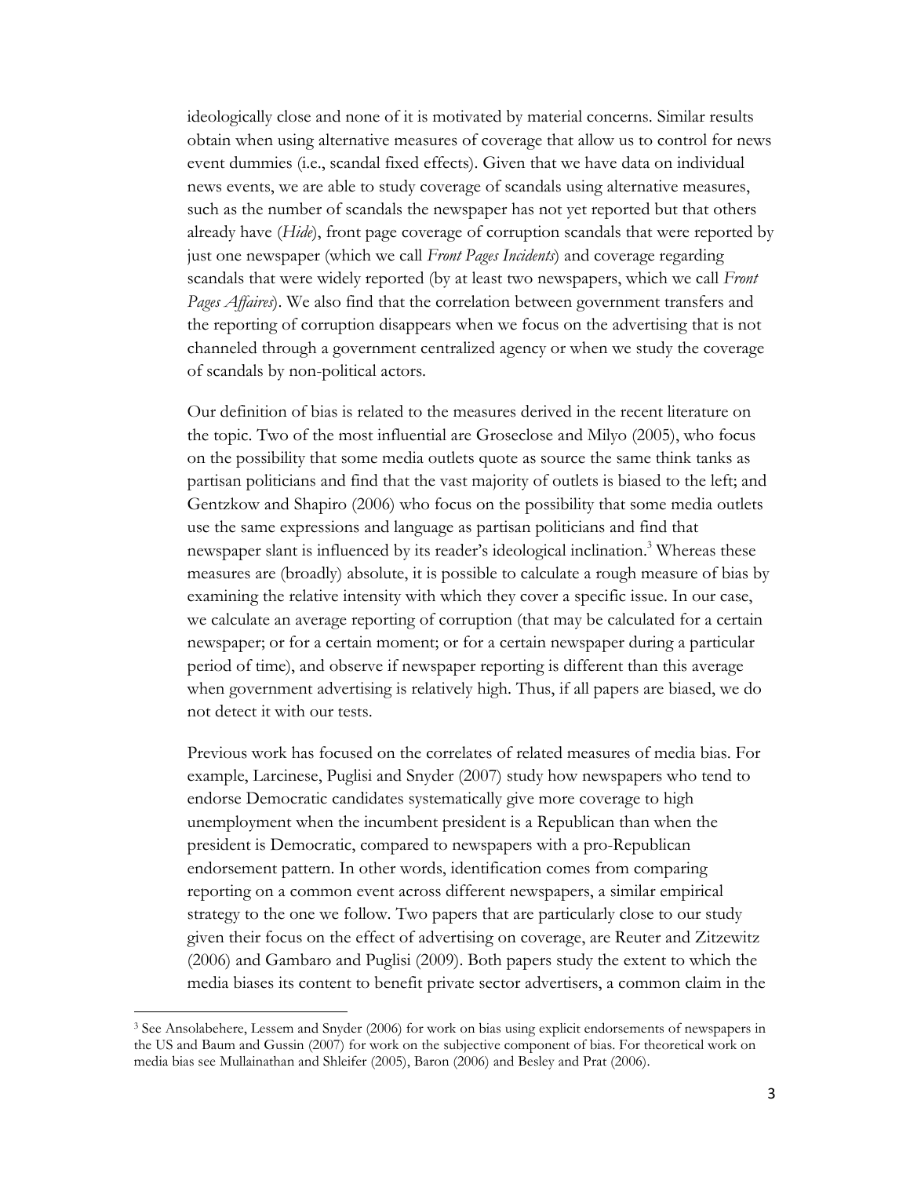ideologically close and none of it is motivated by material concerns. Similar results obtain when using alternative measures of coverage that allow us to control for news event dummies (i.e., scandal fixed effects). Given that we have data on individual news events, we are able to study coverage of scandals using alternative measures, such as the number of scandals the newspaper has not yet reported but that others already have (*Hide*), front page coverage of corruption scandals that were reported by just one newspaper (which we call *Front Pages Incidents*) and coverage regarding scandals that were widely reported (by at least two newspapers, which we call *Front Pages Affaires*). We also find that the correlation between government transfers and the reporting of corruption disappears when we focus on the advertising that is not channeled through a government centralized agency or when we study the coverage of scandals by non-political actors.

Our definition of bias is related to the measures derived in the recent literature on the topic. Two of the most influential are Groseclose and Milyo (2005), who focus on the possibility that some media outlets quote as source the same think tanks as partisan politicians and find that the vast majority of outlets is biased to the left; and Gentzkow and Shapiro (2006) who focus on the possibility that some media outlets use the same expressions and language as partisan politicians and find that newspaper slant is influenced by its reader's ideological inclination.[3] Whereas these measures are (broadly) absolute, it is possible to calculate a rough measure of bias by examining the relative intensity with which they cover a specific issue. In our case, we calculate an average reporting of corruption (that may be calculated for a certain newspaper; or for a certain moment; or for a certain newspaper during a particular period of time), and observe if newspaper reporting is different than this average when government advertising is relatively high. Thus, if all papers are biased, we do not detect it with our tests.

Previous work has focused on the correlates of related measures of media bias. For example, Larcinese, Puglisi and Snyder (2007) study how newspapers who tend to endorse Democratic candidates systematically give more coverage to high unemployment when the incumbent president is a Republican than when the president is Democratic, compared to newspapers with a pro-Republican endorsement pattern. In other words, identification comes from comparing reporting on a common event across different newspapers, a similar empirical strategy to the one we follow. Two papers that are particularly close to our study given their focus on the effect of advertising on coverage, are Reuter and Zitzewitz (2006) and Gambaro and Puglisi (2009). Both papers study the extent to which the media biases its content to benefit private sector advertisers, a common claim in the

[3] See Ansolabehere, Lessem and Snyder (2006) for work on bias using explicit endorsements of newspapers in the US and Baum and Gussin (2007) for work on the subjective component of bias. For theoretical work on media bias see Mullainathan and Shleifer (2005), Baron (2006) and Besley and Prat (2006).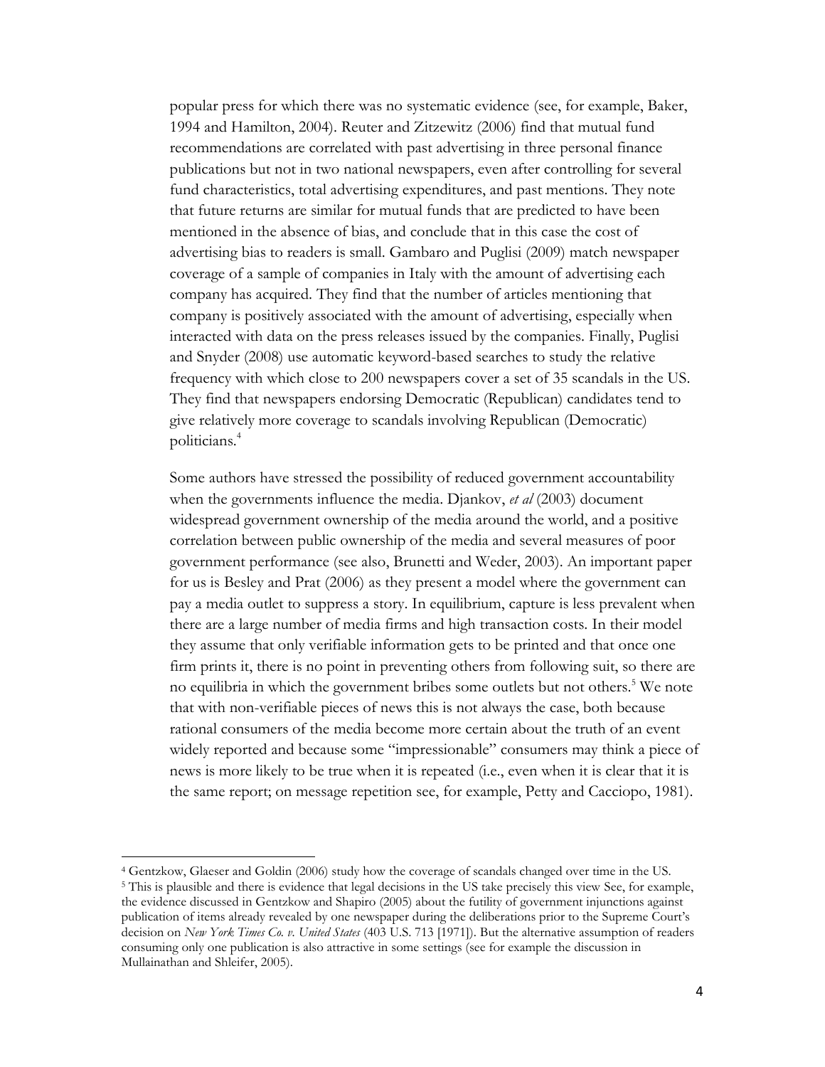popular press for which there was no systematic evidence (see, for example, Baker, 1994 and Hamilton, 2004). Reuter and Zitzewitz (2006) find that mutual fund recommendations are correlated with past advertising in three personal finance publications but not in two national newspapers, even after controlling for several fund characteristics, total advertising expenditures, and past mentions. They note that future returns are similar for mutual funds that are predicted to have been mentioned in the absence of bias, and conclude that in this case the cost of advertising bias to readers is small. Gambaro and Puglisi (2009) match newspaper coverage of a sample of companies in Italy with the amount of advertising each company has acquired. They find that the number of articles mentioning that company is positively associated with the amount of advertising, especially when interacted with data on the press releases issued by the companies. Finally, Puglisi and Snyder (2008) use automatic keyword-based searches to study the relative frequency with which close to 200 newspapers cover a set of 35 scandals in the US. They find that newspapers endorsing Democratic (Republican) candidates tend to give relatively more coverage to scandals involving Republican (Democratic) politicians.[4]

Some authors have stressed the possibility of reduced government accountability when the governments influence the media. Djankov, *et al* (2003) document widespread government ownership of the media around the world, and a positive correlation between public ownership of the media and several measures of poor government performance (see also, Brunetti and Weder, 2003). An important paper for us is Besley and Prat (2006) as they present a model where the government can pay a media outlet to suppress a story. In equilibrium, capture is less prevalent when there are a large number of media firms and high transaction costs. In their model they assume that only verifiable information gets to be printed and that once one firm prints it, there is no point in preventing others from following suit, so there are no equilibria in which the government bribes some outlets but not others.[5] We note that with non-verifiable pieces of news this is not always the case, both because rational consumers of the media become more certain about the truth of an event widely reported and because some "impressionable" consumers may think a piece of news is more likely to be true when it is repeated (i.e., even when it is clear that it is the same report; on message repetition see, for example, Petty and Cacciopo, 1981).

---

[4] Gentzkow, Glaeser and Goldin (2006) study how the coverage of scandals changed over time in the US.

[5] This is plausible and there is evidence that legal decisions in the US take precisely this view See, for example, the evidence discussed in Gentzkow and Shapiro (2005) about the futility of government injunctions against publication of items already revealed by one newspaper during the deliberations prior to the Supreme Court's decision on *New York Times Co. v. United States* (403 U.S. 713 [1971]). But the alternative assumption of readers consuming only one publication is also attractive in some settings (see for example the discussion in Mullainathan and Shleifer, 2005).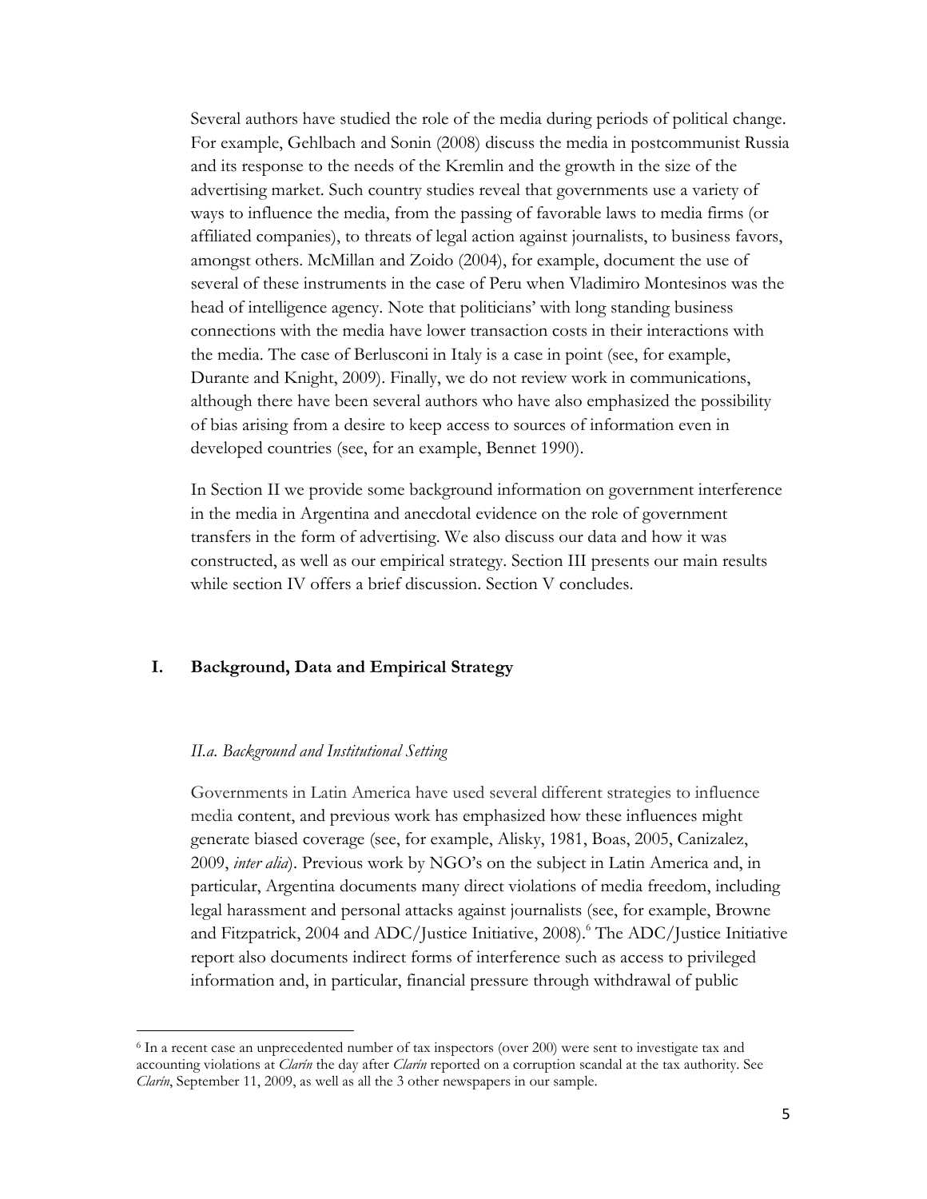Several authors have studied the role of the media during periods of political change. For example, Gehlbach and Sonin (2008) discuss the media in postcommunist Russia and its response to the needs of the Kremlin and the growth in the size of the advertising market. Such country studies reveal that governments use a variety of ways to influence the media, from the passing of favorable laws to media firms (or affiliated companies), to threats of legal action against journalists, to business favors, amongst others. McMillan and Zoido (2004), for example, document the use of several of these instruments in the case of Peru when Vladimiro Montesinos was the head of intelligence agency. Note that politicians' with long standing business connections with the media have lower transaction costs in their interactions with the media. The case of Berlusconi in Italy is a case in point (see, for example, Durante and Knight, 2009). Finally, we do not review work in communications, although there have been several authors who have also emphasized the possibility of bias arising from a desire to keep access to sources of information even in developed countries (see, for an example, Bennet 1990).

In Section II we provide some background information on government interference in the media in Argentina and anecdotal evidence on the role of government transfers in the form of advertising. We also discuss our data and how it was constructed, as well as our empirical strategy. Section III presents our main results while section IV offers a brief discussion. Section V concludes.

## I. Background, Data and Empirical Strategy

### *II.a. Background and Institutional Setting*

Governments in Latin America have used several different strategies to influence media content, and previous work has emphasized how these influences might generate biased coverage (see, for example, Alisky, 1981, Boas, 2005, Canizalez, 2009, *inter alia*). Previous work by NGO's on the subject in Latin America and, in particular, Argentina documents many direct violations of media freedom, including legal harassment and personal attacks against journalists (see, for example, Browne and Fitzpatrick, 2004 and ADC/Justice Initiative, 2008).[6] The ADC/Justice Initiative report also documents indirect forms of interference such as access to privileged information and, in particular, financial pressure through withdrawal of public

[6] In a recent case an unprecedented number of tax inspectors (over 200) were sent to investigate tax and accounting violations at *Clarín* the day after *Clarín* reported on a corruption scandal at the tax authority. See *Clarín*, September 11, 2009, as well as all the 3 other newspapers in our sample.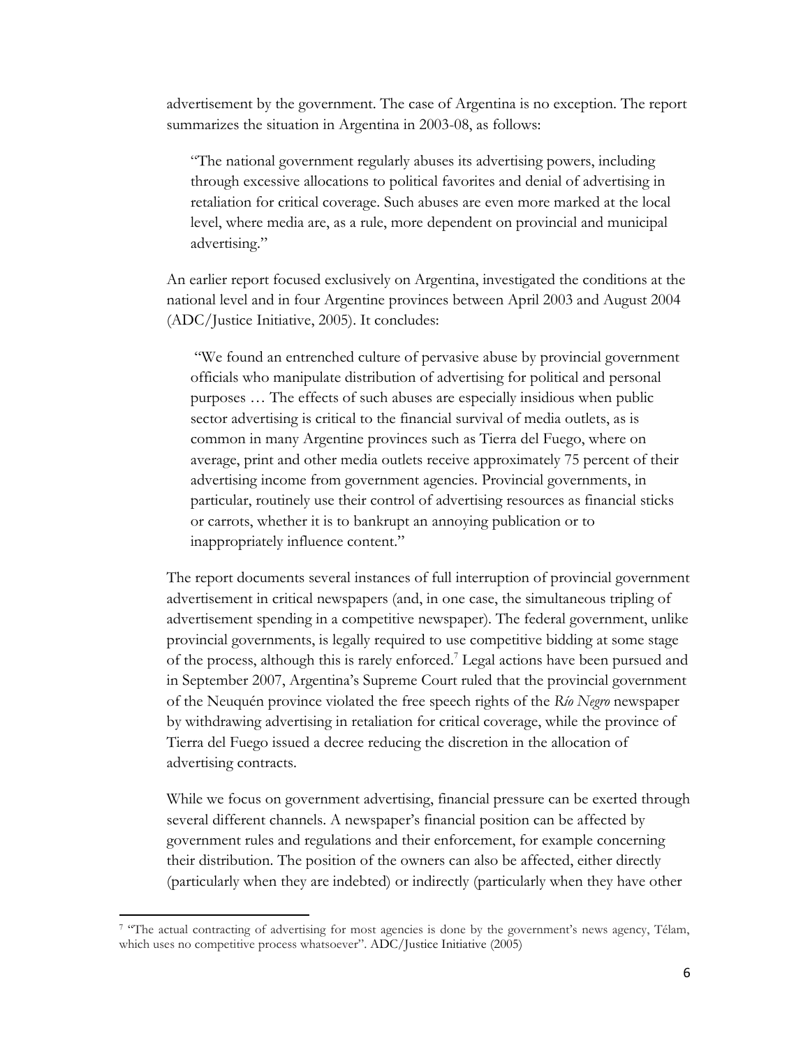advertisement by the government. The case of Argentina is no exception. The report summarizes the situation in Argentina in 2003-08, as follows:

> "The national government regularly abuses its advertising powers, including through excessive allocations to political favorites and denial of advertising in retaliation for critical coverage. Such abuses are even more marked at the local level, where media are, as a rule, more dependent on provincial and municipal advertising."

An earlier report focused exclusively on Argentina, investigated the conditions at the national level and in four Argentine provinces between April 2003 and August 2004 (ADC/Justice Initiative, 2005). It concludes:

> "We found an entrenched culture of pervasive abuse by provincial government officials who manipulate distribution of advertising for political and personal purposes … The effects of such abuses are especially insidious when public sector advertising is critical to the financial survival of media outlets, as is common in many Argentine provinces such as Tierra del Fuego, where on average, print and other media outlets receive approximately 75 percent of their advertising income from government agencies. Provincial governments, in particular, routinely use their control of advertising resources as financial sticks or carrots, whether it is to bankrupt an annoying publication or to inappropriately influence content."

The report documents several instances of full interruption of provincial government advertisement in critical newspapers (and, in one case, the simultaneous tripling of advertisement spending in a competitive newspaper). The federal government, unlike provincial governments, is legally required to use competitive bidding at some stage of the process, although this is rarely enforced.[7] Legal actions have been pursued and in September 2007, Argentina's Supreme Court ruled that the provincial government of the Neuquén province violated the free speech rights of the *Río Negro* newspaper by withdrawing advertising in retaliation for critical coverage, while the province of Tierra del Fuego issued a decree reducing the discretion in the allocation of advertising contracts.

While we focus on government advertising, financial pressure can be exerted through several different channels. A newspaper's financial position can be affected by government rules and regulations and their enforcement, for example concerning their distribution. The position of the owners can also be affected, either directly (particularly when they are indebted) or indirectly (particularly when they have other

[7] "The actual contracting of advertising for most agencies is done by the government's news agency, Télam, which uses no competitive process whatsoever". ADC/Justice Initiative (2005)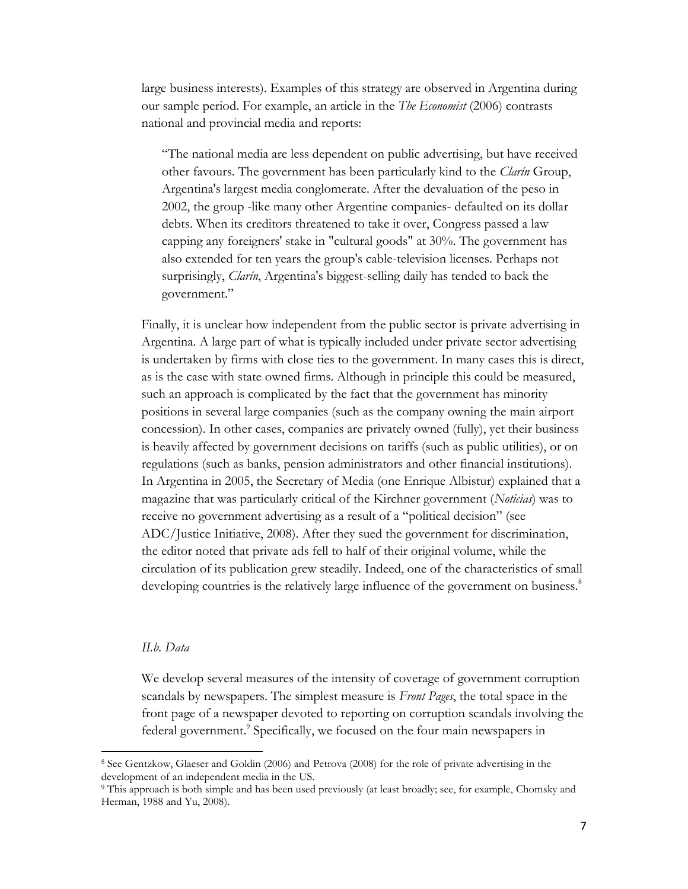large business interests). Examples of this strategy are observed in Argentina during our sample period. For example, an article in the *The Economist* (2006) contrasts national and provincial media and reports:

> "The national media are less dependent on public advertising, but have received other favours. The government has been particularly kind to the *Clarín* Group, Argentina's largest media conglomerate. After the devaluation of the peso in 2002, the group -like many other Argentine companies- defaulted on its dollar debts. When its creditors threatened to take it over, Congress passed a law capping any foreigners' stake in "cultural goods" at 30%. The government has also extended for ten years the group's cable-television licenses. Perhaps not surprisingly, *Clarín*, Argentina's biggest-selling daily has tended to back the government."

Finally, it is unclear how independent from the public sector is private advertising in Argentina. A large part of what is typically included under private sector advertising is undertaken by firms with close ties to the government. In many cases this is direct, as is the case with state owned firms. Although in principle this could be measured, such an approach is complicated by the fact that the government has minority positions in several large companies (such as the company owning the main airport concession). In other cases, companies are privately owned (fully), yet their business is heavily affected by government decisions on tariffs (such as public utilities), or on regulations (such as banks, pension administrators and other financial institutions). In Argentina in 2005, the Secretary of Media (one Enrique Albistur) explained that a magazine that was particularly critical of the Kirchner government (*Noticias*) was to receive no government advertising as a result of a "political decision" (see ADC/Justice Initiative, 2008). After they sued the government for discrimination, the editor noted that private ads fell to half of their original volume, while the circulation of its publication grew steadily. Indeed, one of the characteristics of small developing countries is the relatively large influence of the government on business.[8]

### *II.b. Data*

We develop several measures of the intensity of coverage of government corruption scandals by newspapers. The simplest measure is *Front Pages*, the total space in the front page of a newspaper devoted to reporting on corruption scandals involving the federal government.[9] Specifically, we focused on the four main newspapers in

---

[8] See Gentzkow, Glaeser and Goldin (2006) and Petrova (2008) for the role of private advertising in the development of an independent media in the US.

[9] This approach is both simple and has been used previously (at least broadly; see, for example, Chomsky and Herman, 1988 and Yu, 2008).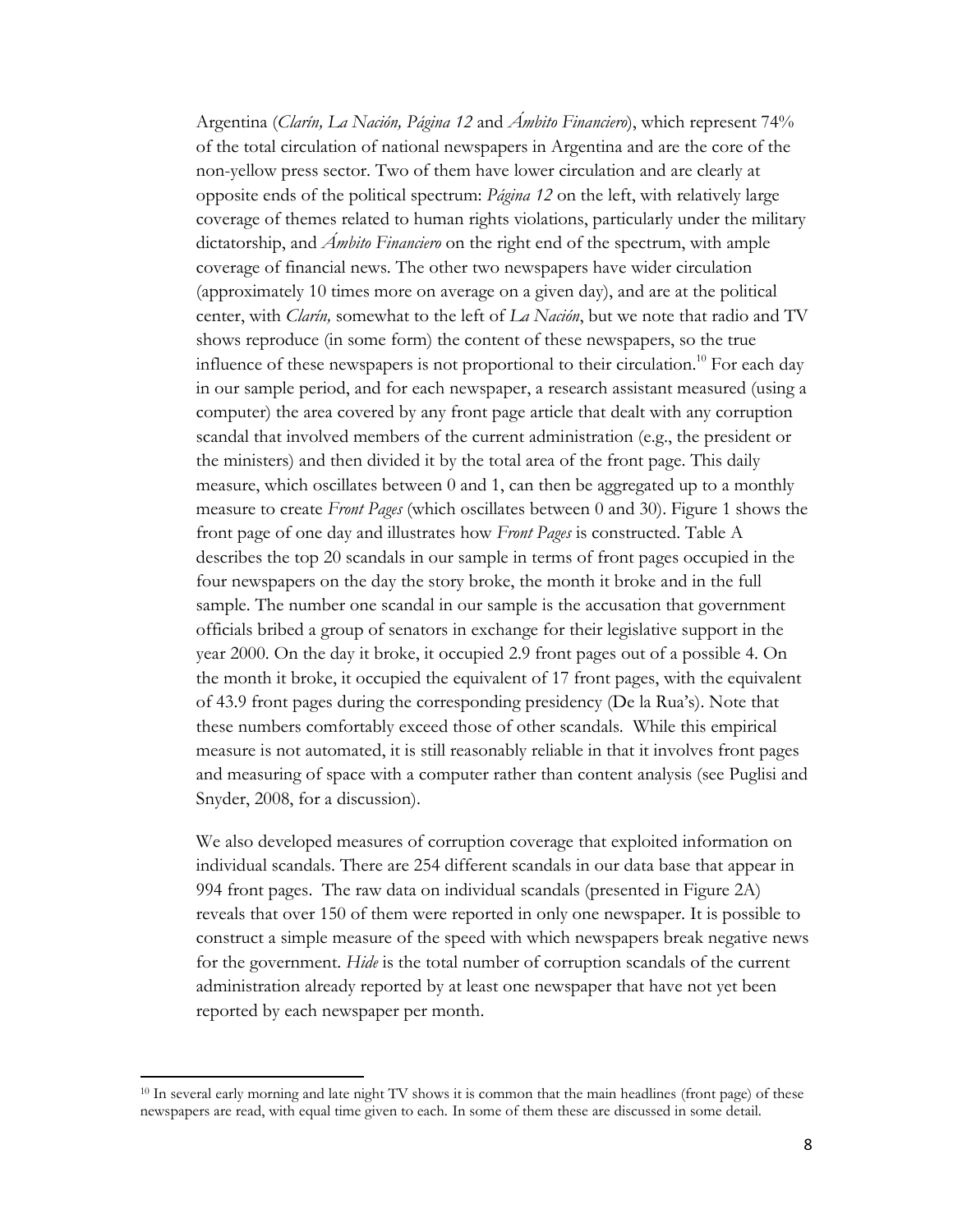Argentina (*Clarín, La Nación, Página 12* and *Ámbito Financiero*), which represent 74% of the total circulation of national newspapers in Argentina and are the core of the non-yellow press sector. Two of them have lower circulation and are clearly at opposite ends of the political spectrum: *Página 12* on the left, with relatively large coverage of themes related to human rights violations, particularly under the military dictatorship, and *Ámbito Financiero* on the right end of the spectrum, with ample coverage of financial news. The other two newspapers have wider circulation (approximately 10 times more on average on a given day), and are at the political center, with *Clarín,* somewhat to the left of *La Nación*, but we note that radio and TV shows reproduce (in some form) the content of these newspapers, so the true influence of these newspapers is not proportional to their circulation.[10] For each day in our sample period, and for each newspaper, a research assistant measured (using a computer) the area covered by any front page article that dealt with any corruption scandal that involved members of the current administration (e.g., the president or the ministers) and then divided it by the total area of the front page. This daily measure, which oscillates between 0 and 1, can then be aggregated up to a monthly measure to create *Front Pages* (which oscillates between 0 and 30). Figure 1 shows the front page of one day and illustrates how *Front Pages* is constructed. Table A describes the top 20 scandals in our sample in terms of front pages occupied in the four newspapers on the day the story broke, the month it broke and in the full sample. The number one scandal in our sample is the accusation that government officials bribed a group of senators in exchange for their legislative support in the year 2000. On the day it broke, it occupied 2.9 front pages out of a possible 4. On the month it broke, it occupied the equivalent of 17 front pages, with the equivalent of 43.9 front pages during the corresponding presidency (De la Rua's). Note that these numbers comfortably exceed those of other scandals. While this empirical measure is not automated, it is still reasonably reliable in that it involves front pages and measuring of space with a computer rather than content analysis (see Puglisi and Snyder, 2008, for a discussion).

We also developed measures of corruption coverage that exploited information on individual scandals. There are 254 different scandals in our data base that appear in 994 front pages. The raw data on individual scandals (presented in Figure 2A) reveals that over 150 of them were reported in only one newspaper. It is possible to construct a simple measure of the speed with which newspapers break negative news for the government. *Hide* is the total number of corruption scandals of the current administration already reported by at least one newspaper that have not yet been reported by each newspaper per month.

[10] In several early morning and late night TV shows it is common that the main headlines (front page) of these newspapers are read, with equal time given to each. In some of them these are discussed in some detail.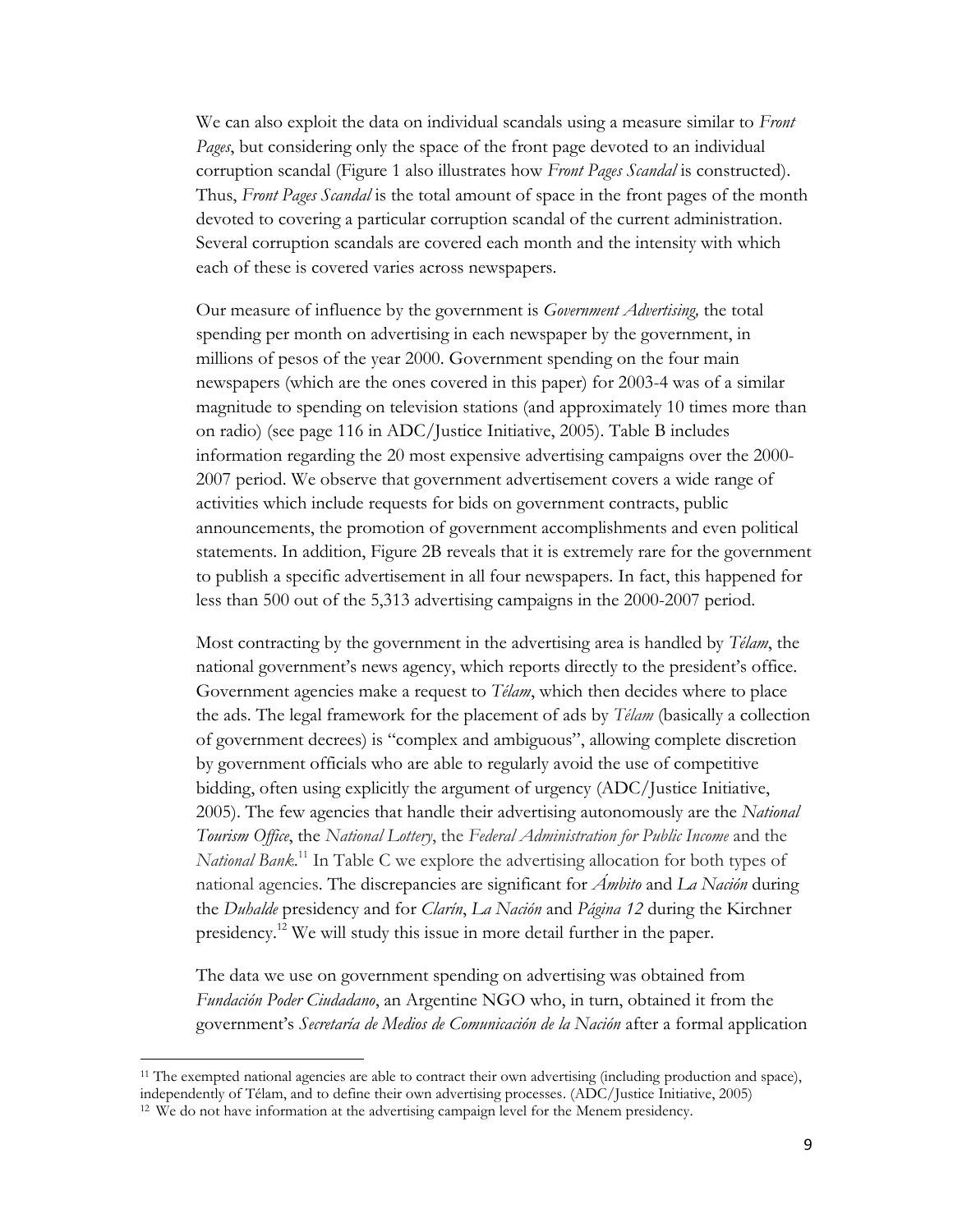We can also exploit the data on individual scandals using a measure similar to *Front Pages*, but considering only the space of the front page devoted to an individual corruption scandal (Figure 1 also illustrates how *Front Pages Scandal* is constructed). Thus, *Front Pages Scandal* is the total amount of space in the front pages of the month devoted to covering a particular corruption scandal of the current administration. Several corruption scandals are covered each month and the intensity with which each of these is covered varies across newspapers.

Our measure of influence by the government is *Government Advertising,* the total spending per month on advertising in each newspaper by the government, in millions of pesos of the year 2000. Government spending on the four main newspapers (which are the ones covered in this paper) for 2003-4 was of a similar magnitude to spending on television stations (and approximately 10 times more than on radio) (see page 116 in ADC/Justice Initiative, 2005). Table B includes information regarding the 20 most expensive advertising campaigns over the 2000-2007 period. We observe that government advertisement covers a wide range of activities which include requests for bids on government contracts, public announcements, the promotion of government accomplishments and even political statements. In addition, Figure 2B reveals that it is extremely rare for the government to publish a specific advertisement in all four newspapers. In fact, this happened for less than 500 out of the 5,313 advertising campaigns in the 2000-2007 period.

Most contracting by the government in the advertising area is handled by *Télam*, the national government's news agency, which reports directly to the president's office. Government agencies make a request to *Télam*, which then decides where to place the ads. The legal framework for the placement of ads by *Télam* (basically a collection of government decrees) is "complex and ambiguous", allowing complete discretion by government officials who are able to regularly avoid the use of competitive bidding, often using explicitly the argument of urgency (ADC/Justice Initiative, 2005). The few agencies that handle their advertising autonomously are the *National Tourism Office*, the *National Lottery*, the *Federal Administration for Public Income* and the *National Bank*.[11] In Table C we explore the advertising allocation for both types of national agencies. The discrepancies are significant for *Ámbito* and *La Nación* during the *Duhalde* presidency and for *Clarín*, *La Nación* and *Página 12* during the Kirchner presidency.[12] We will study this issue in more detail further in the paper.

The data we use on government spending on advertising was obtained from *Fundación Poder Ciudadano*, an Argentine NGO who, in turn, obtained it from the government's *Secretaría de Medios de Comunicación de la Nación* after a formal application

---

[11] The exempted national agencies are able to contract their own advertising (including production and space), independently of Télam, and to define their own advertising processes. (ADC/Justice Initiative, 2005)

[12] We do not have information at the advertising campaign level for the Menem presidency.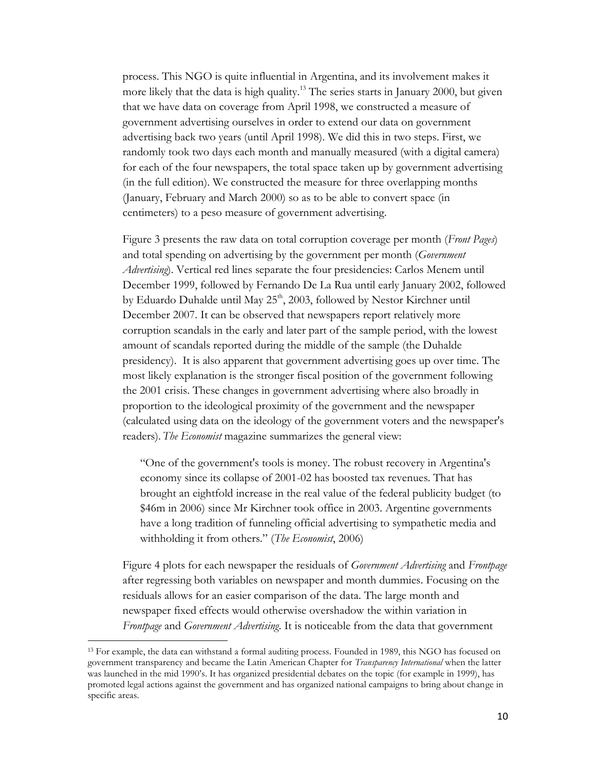process. This NGO is quite influential in Argentina, and its involvement makes it more likely that the data is high quality.[13] The series starts in January 2000, but given that we have data on coverage from April 1998, we constructed a measure of government advertising ourselves in order to extend our data on government advertising back two years (until April 1998). We did this in two steps. First, we randomly took two days each month and manually measured (with a digital camera) for each of the four newspapers, the total space taken up by government advertising (in the full edition). We constructed the measure for three overlapping months (January, February and March 2000) so as to be able to convert space (in centimeters) to a peso measure of government advertising.

Figure 3 presents the raw data on total corruption coverage per month (*Front Pages*) and total spending on advertising by the government per month (*Government Advertising*). Vertical red lines separate the four presidencies: Carlos Menem until December 1999, followed by Fernando De La Rua until early January 2002, followed by Eduardo Duhalde until May 25th, 2003, followed by Nestor Kirchner until December 2007. It can be observed that newspapers report relatively more corruption scandals in the early and later part of the sample period, with the lowest amount of scandals reported during the middle of the sample (the Duhalde presidency). It is also apparent that government advertising goes up over time. The most likely explanation is the stronger fiscal position of the government following the 2001 crisis. These changes in government advertising where also broadly in proportion to the ideological proximity of the government and the newspaper (calculated using data on the ideology of the government voters and the newspaper's readers). *The Economist* magazine summarizes the general view:

> "One of the government's tools is money. The robust recovery in Argentina's economy since its collapse of 2001-02 has boosted tax revenues. That has brought an eightfold increase in the real value of the federal publicity budget (to \$46m in 2006) since Mr Kirchner took office in 2003. Argentine governments have a long tradition of funneling official advertising to sympathetic media and withholding it from others." (*The Economist*, 2006)

Figure 4 plots for each newspaper the residuals of *Government Advertising* and *Frontpage* after regressing both variables on newspaper and month dummies. Focusing on the residuals allows for an easier comparison of the data. The large month and newspaper fixed effects would otherwise overshadow the within variation in *Frontpage* and *Government Advertising*. It is noticeable from the data that government

---

[13] For example, the data can withstand a formal auditing process. Founded in 1989, this NGO has focused on government transparency and became the Latin American Chapter for *Transparency International* when the latter was launched in the mid 1990's. It has organized presidential debates on the topic (for example in 1999), has promoted legal actions against the government and has organized national campaigns to bring about change in specific areas.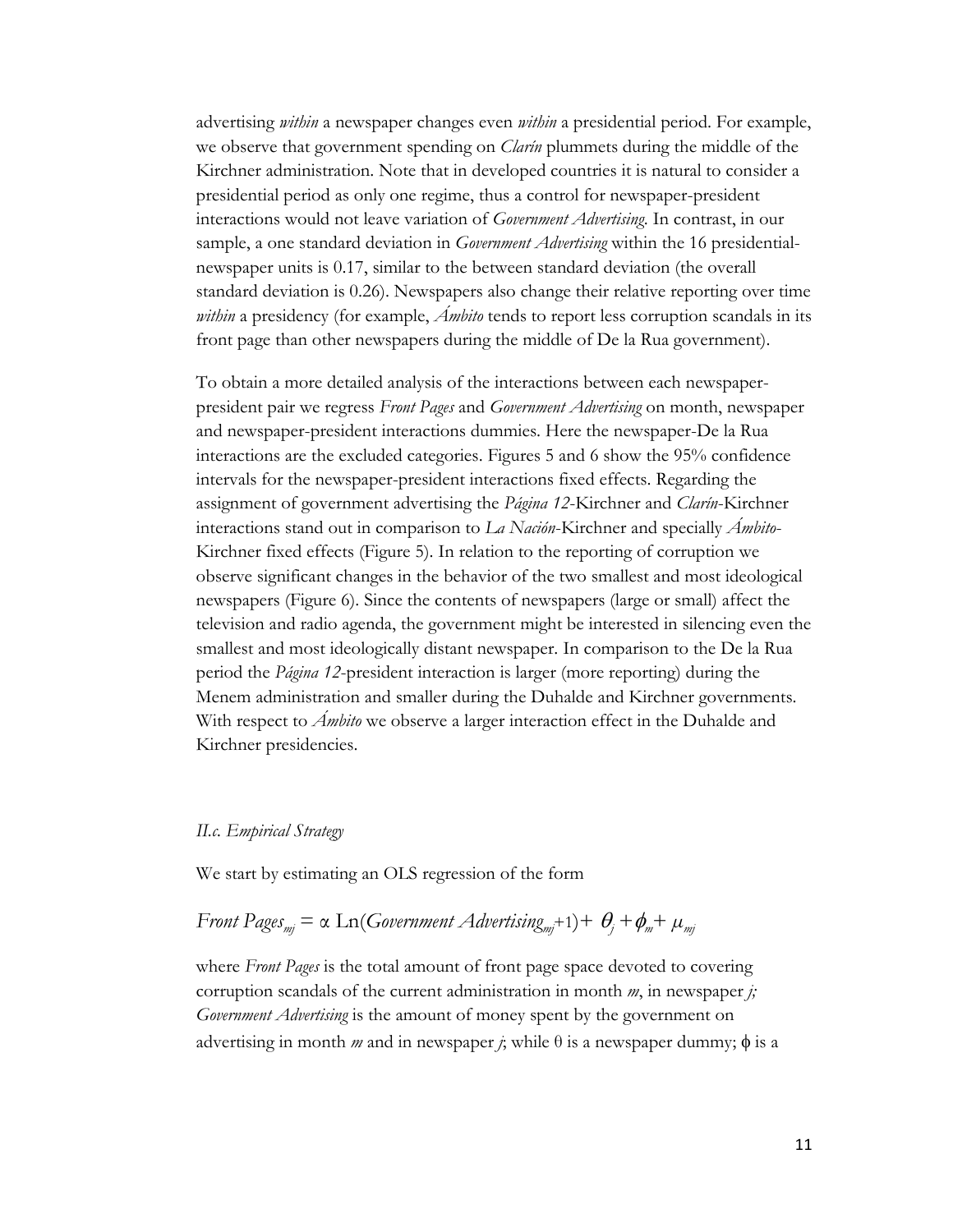advertising *within* a newspaper changes even *within* a presidential period. For example, we observe that government spending on *Clarín* plummets during the middle of the Kirchner administration. Note that in developed countries it is natural to consider a presidential period as only one regime, thus a control for newspaper-president interactions would not leave variation of *Government Advertising*. In contrast, in our sample, a one standard deviation in *Government Advertising* within the 16 presidential-newspaper units is 0.17, similar to the between standard deviation (the overall standard deviation is 0.26). Newspapers also change their relative reporting over time *within* a presidency (for example, *Ámbito* tends to report less corruption scandals in its front page than other newspapers during the middle of De la Rua government).

To obtain a more detailed analysis of the interactions between each newspaper-president pair we regress *Front Pages* and *Government Advertising* on month, newspaper and newspaper-president interactions dummies. Here the newspaper-De la Rua interactions are the excluded categories. Figures 5 and 6 show the 95% confidence intervals for the newspaper-president interactions fixed effects. Regarding the assignment of government advertising the *Página 12*-Kirchner and *Clarín*-Kirchner interactions stand out in comparison to *La Nación*-Kirchner and specially *Ámbito*-Kirchner fixed effects (Figure 5). In relation to the reporting of corruption we observe significant changes in the behavior of the two smallest and most ideological newspapers (Figure 6). Since the contents of newspapers (large or small) affect the television and radio agenda, the government might be interested in silencing even the smallest and most ideologically distant newspaper. In comparison to the De la Rua period the *Página 12*-president interaction is larger (more reporting) during the Menem administration and smaller during the Duhalde and Kirchner governments. With respect to *Ámbito* we observe a larger interaction effect in the Duhalde and Kirchner presidencies.

### *II.c. Empirical Strategy*

We start by estimating an OLS regression of the form

$$Front\ Pages_{mj} = \alpha\ \text{Ln}(Government\ Advertising_{mj}+1) + \theta_j + \phi_m + \mu_{mj}$$

where *Front Pages* is the total amount of front page space devoted to covering corruption scandals of the current administration in month $m$, in newspaper $j$; *Government Advertising* is the amount of money spent by the government on advertising in month $m$ and in newspaper $j$; while $\theta$ is a newspaper dummy; $\phi$ is a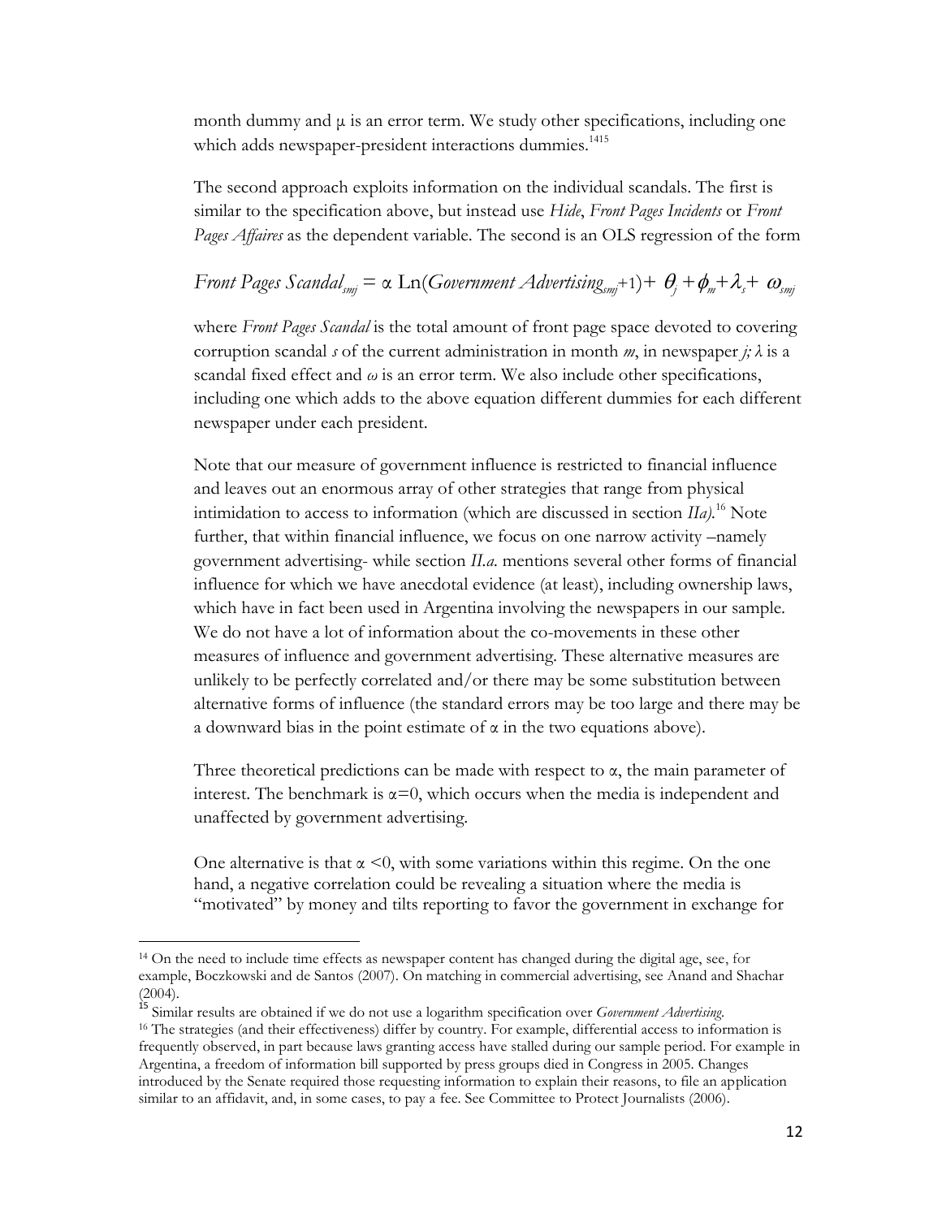month dummy and μ is an error term. We study other specifications, including one which adds newspaper-president interactions dummies.[14][15]

The second approach exploits information on the individual scandals. The first is similar to the specification above, but instead use *Hide*, *Front Pages Incidents* or *Front Pages Affaires* as the dependent variable. The second is an OLS regression of the form

$$\textit{Front Pages Scandal}_{smj} = \alpha \, \text{Ln}(\textit{Government Advertising}_{smj}+1) + \theta_j + \phi_m + \lambda_s + \omega_{smj}$$

where *Front Pages Scandal* is the total amount of front page space devoted to covering corruption scandal $s$ of the current administration in month $m$, in newspaper $j$; $\lambda$ is a scandal fixed effect and $\omega$ is an error term. We also include other specifications, including one which adds to the above equation different dummies for each different newspaper under each president.

Note that our measure of government influence is restricted to financial influence and leaves out an enormous array of other strategies that range from physical intimidation to access to information (which are discussed in section *IIa)*.[16] Note further, that within financial influence, we focus on one narrow activity –namely government advertising- while section *II.a.* mentions several other forms of financial influence for which we have anecdotal evidence (at least), including ownership laws, which have in fact been used in Argentina involving the newspapers in our sample. We do not have a lot of information about the co-movements in these other measures of influence and government advertising. These alternative measures are unlikely to be perfectly correlated and/or there may be some substitution between alternative forms of influence (the standard errors may be too large and there may be a downward bias in the point estimate of α in the two equations above).

Three theoretical predictions can be made with respect to α, the main parameter of interest. The benchmark is $\alpha=0$, which occurs when the media is independent and unaffected by government advertising.

One alternative is that $\alpha < 0$, with some variations within this regime. On the one hand, a negative correlation could be revealing a situation where the media is "motivated" by money and tilts reporting to favor the government in exchange for

---

[14] On the need to include time effects as newspaper content has changed during the digital age, see, for example, Boczkowski and de Santos (2007). On matching in commercial advertising, see Anand and Shachar (2004).

[15] Similar results are obtained if we do not use a logarithm specification over *Government Advertising*.

[16] The strategies (and their effectiveness) differ by country. For example, differential access to information is frequently observed, in part because laws granting access have stalled during our sample period. For example in Argentina, a freedom of information bill supported by press groups died in Congress in 2005. Changes introduced by the Senate required those requesting information to explain their reasons, to file an application similar to an affidavit, and, in some cases, to pay a fee. See Committee to Protect Journalists (2006).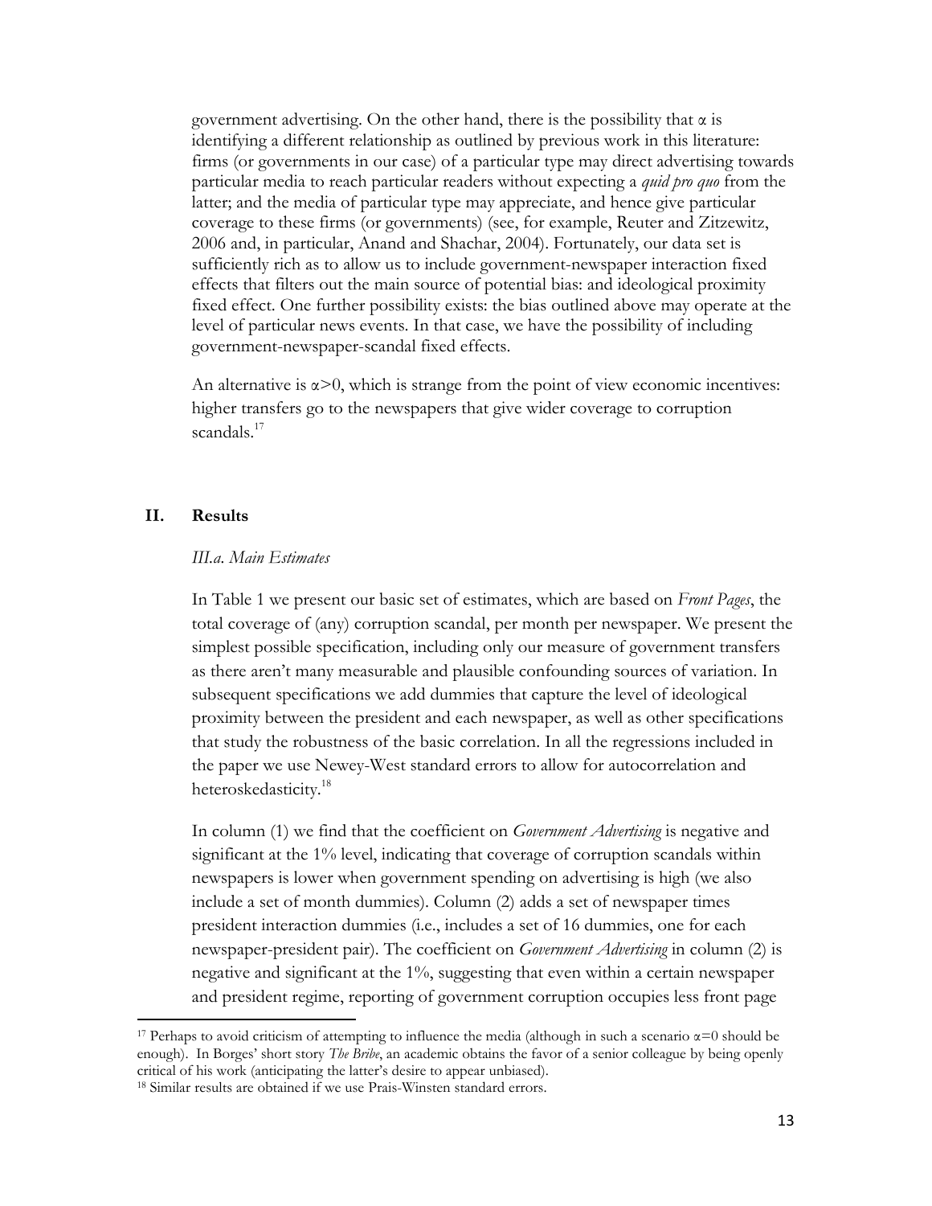government advertising. On the other hand, there is the possibility that $\alpha$ is identifying a different relationship as outlined by previous work in this literature: firms (or governments in our case) of a particular type may direct advertising towards particular media to reach particular readers without expecting a *quid pro quo* from the latter; and the media of particular type may appreciate, and hence give particular coverage to these firms (or governments) (see, for example, Reuter and Zitzewitz, 2006 and, in particular, Anand and Shachar, 2004). Fortunately, our data set is sufficiently rich as to allow us to include government-newspaper interaction fixed effects that filters out the main source of potential bias: and ideological proximity fixed effect. One further possibility exists: the bias outlined above may operate at the level of particular news events. In that case, we have the possibility of including government-newspaper-scandal fixed effects.

An alternative is $\alpha>0$, which is strange from the point of view economic incentives: higher transfers go to the newspapers that give wider coverage to corruption scandals.[17]

## II. Results

### *III.a. Main Estimates*

In Table 1 we present our basic set of estimates, which are based on *Front Pages*, the total coverage of (any) corruption scandal, per month per newspaper. We present the simplest possible specification, including only our measure of government transfers as there aren't many measurable and plausible confounding sources of variation. In subsequent specifications we add dummies that capture the level of ideological proximity between the president and each newspaper, as well as other specifications that study the robustness of the basic correlation. In all the regressions included in the paper we use Newey-West standard errors to allow for autocorrelation and heteroskedasticity.[18]

In column (1) we find that the coefficient on *Government Advertising* is negative and significant at the 1% level, indicating that coverage of corruption scandals within newspapers is lower when government spending on advertising is high (we also include a set of month dummies). Column (2) adds a set of newspaper times president interaction dummies (i.e., includes a set of 16 dummies, one for each newspaper-president pair). The coefficient on *Government Advertising* in column (2) is negative and significant at the 1%, suggesting that even within a certain newspaper and president regime, reporting of government corruption occupies less front page

[17] Perhaps to avoid criticism of attempting to influence the media (although in such a scenario $\alpha=0$ should be enough). In Borges' short story *The Bribe*, an academic obtains the favor of a senior colleague by being openly critical of his work (anticipating the latter's desire to appear unbiased).

[18] Similar results are obtained if we use Prais-Winsten standard errors.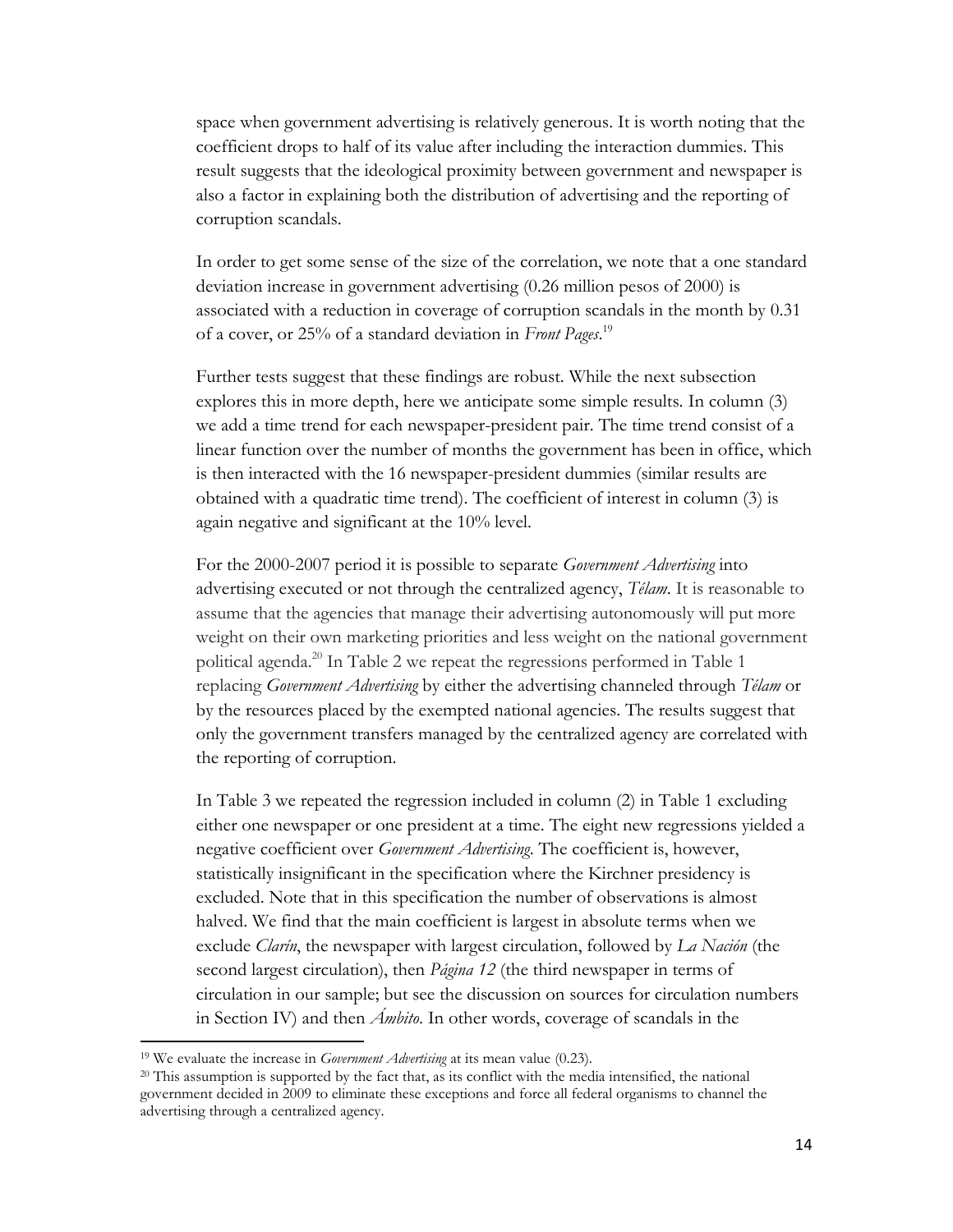space when government advertising is relatively generous. It is worth noting that the coefficient drops to half of its value after including the interaction dummies. This result suggests that the ideological proximity between government and newspaper is also a factor in explaining both the distribution of advertising and the reporting of corruption scandals.

In order to get some sense of the size of the correlation, we note that a one standard deviation increase in government advertising (0.26 million pesos of 2000) is associated with a reduction in coverage of corruption scandals in the month by 0.31 of a cover, or 25% of a standard deviation in *Front Pages*.[19]

Further tests suggest that these findings are robust. While the next subsection explores this in more depth, here we anticipate some simple results. In column (3) we add a time trend for each newspaper-president pair. The time trend consist of a linear function over the number of months the government has been in office, which is then interacted with the 16 newspaper-president dummies (similar results are obtained with a quadratic time trend). The coefficient of interest in column (3) is again negative and significant at the 10% level.

For the 2000-2007 period it is possible to separate *Government Advertising* into advertising executed or not through the centralized agency, *Télam*. It is reasonable to assume that the agencies that manage their advertising autonomously will put more weight on their own marketing priorities and less weight on the national government political agenda.[20] In Table 2 we repeat the regressions performed in Table 1 replacing *Government Advertising* by either the advertising channeled through *Télam* or by the resources placed by the exempted national agencies. The results suggest that only the government transfers managed by the centralized agency are correlated with the reporting of corruption.

In Table 3 we repeated the regression included in column (2) in Table 1 excluding either one newspaper or one president at a time. The eight new regressions yielded a negative coefficient over *Government Advertising*. The coefficient is, however, statistically insignificant in the specification where the Kirchner presidency is excluded. Note that in this specification the number of observations is almost halved. We find that the main coefficient is largest in absolute terms when we exclude *Clarín*, the newspaper with largest circulation, followed by *La Nación* (the second largest circulation), then *Página 12* (the third newspaper in terms of circulation in our sample; but see the discussion on sources for circulation numbers in Section IV) and then *Ámbito*. In other words, coverage of scandals in the

---

[19] We evaluate the increase in *Government Advertising* at its mean value (0.23).

[20] This assumption is supported by the fact that, as its conflict with the media intensified, the national government decided in 2009 to eliminate these exceptions and force all federal organisms to channel the advertising through a centralized agency.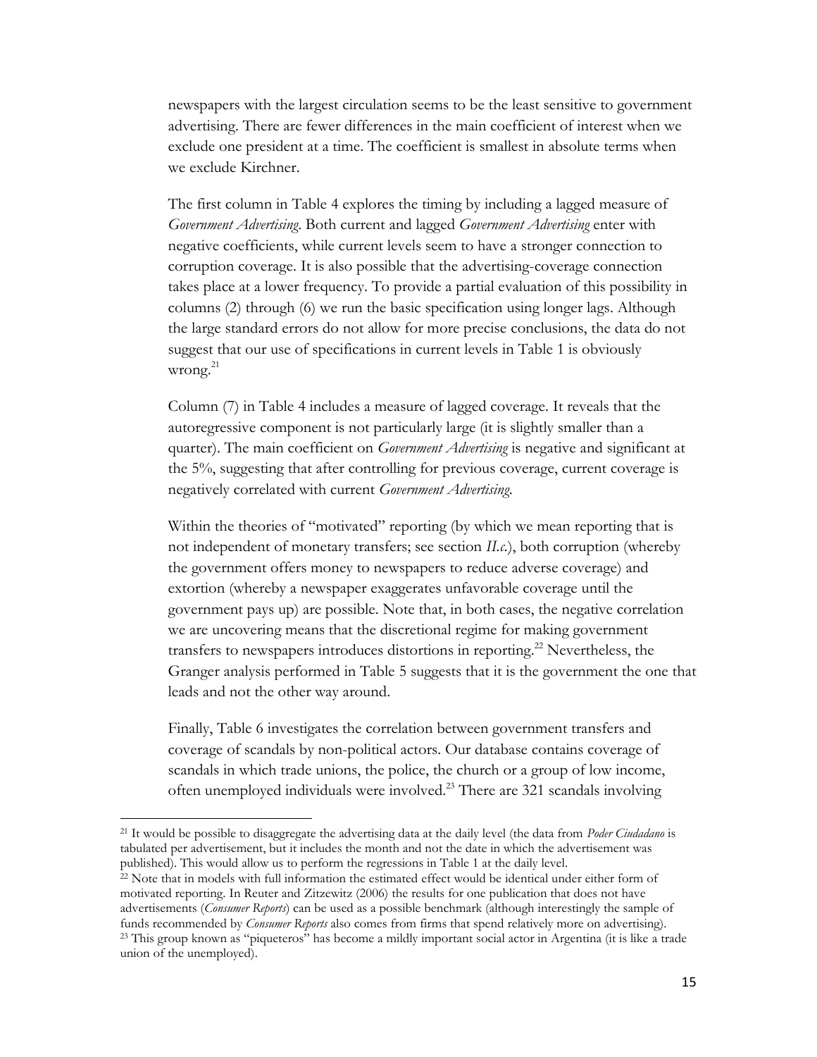newspapers with the largest circulation seems to be the least sensitive to government advertising. There are fewer differences in the main coefficient of interest when we exclude one president at a time. The coefficient is smallest in absolute terms when we exclude Kirchner.

The first column in Table 4 explores the timing by including a lagged measure of *Government Advertising*. Both current and lagged *Government Advertising* enter with negative coefficients, while current levels seem to have a stronger connection to corruption coverage. It is also possible that the advertising-coverage connection takes place at a lower frequency. To provide a partial evaluation of this possibility in columns (2) through (6) we run the basic specification using longer lags. Although the large standard errors do not allow for more precise conclusions, the data do not suggest that our use of specifications in current levels in Table 1 is obviously wrong.[21]

Column (7) in Table 4 includes a measure of lagged coverage. It reveals that the autoregressive component is not particularly large (it is slightly smaller than a quarter). The main coefficient on *Government Advertising* is negative and significant at the 5%, suggesting that after controlling for previous coverage, current coverage is negatively correlated with current *Government Advertising*.

Within the theories of "motivated" reporting (by which we mean reporting that is not independent of monetary transfers; see section *II.c.*), both corruption (whereby the government offers money to newspapers to reduce adverse coverage) and extortion (whereby a newspaper exaggerates unfavorable coverage until the government pays up) are possible. Note that, in both cases, the negative correlation we are uncovering means that the discretional regime for making government transfers to newspapers introduces distortions in reporting.[22] Nevertheless, the Granger analysis performed in Table 5 suggests that it is the government the one that leads and not the other way around.

Finally, Table 6 investigates the correlation between government transfers and coverage of scandals by non-political actors. Our database contains coverage of scandals in which trade unions, the police, the church or a group of low income, often unemployed individuals were involved.[23] There are 321 scandals involving

---

[21] It would be possible to disaggregate the advertising data at the daily level (the data from *Poder Ciudadano* is tabulated per advertisement, but it includes the month and not the date in which the advertisement was published). This would allow us to perform the regressions in Table 1 at the daily level.

[22] Note that in models with full information the estimated effect would be identical under either form of motivated reporting. In Reuter and Zitzewitz (2006) the results for one publication that does not have advertisements (*Consumer Reports*) can be used as a possible benchmark (although interestingly the sample of funds recommended by *Consumer Reports* also comes from firms that spend relatively more on advertising).

[23] This group known as "piqueteros" has become a mildly important social actor in Argentina (it is like a trade union of the unemployed).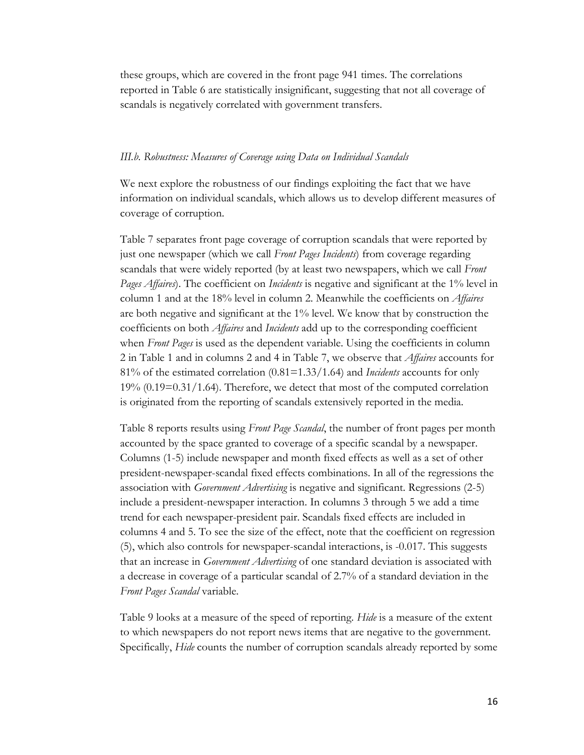these groups, which are covered in the front page 941 times. The correlations reported in Table 6 are statistically insignificant, suggesting that not all coverage of scandals is negatively correlated with government transfers.

### *III.b. Robustness: Measures of Coverage using Data on Individual Scandals*

We next explore the robustness of our findings exploiting the fact that we have information on individual scandals, which allows us to develop different measures of coverage of corruption.

Table 7 separates front page coverage of corruption scandals that were reported by just one newspaper (which we call *Front Pages Incidents*) from coverage regarding scandals that were widely reported (by at least two newspapers, which we call *Front Pages Affaires*). The coefficient on *Incidents* is negative and significant at the 1% level in column 1 and at the 18% level in column 2. Meanwhile the coefficients on *Affaires* are both negative and significant at the 1% level. We know that by construction the coefficients on both *Affaires* and *Incidents* add up to the corresponding coefficient when *Front Pages* is used as the dependent variable. Using the coefficients in column 2 in Table 1 and in columns 2 and 4 in Table 7, we observe that *Affaires* accounts for 81% of the estimated correlation (0.81=1.33/1.64) and *Incidents* accounts for only 19% (0.19=0.31/1.64). Therefore, we detect that most of the computed correlation is originated from the reporting of scandals extensively reported in the media.

Table 8 reports results using *Front Page Scandal*, the number of front pages per month accounted by the space granted to coverage of a specific scandal by a newspaper. Columns (1-5) include newspaper and month fixed effects as well as a set of other president-newspaper-scandal fixed effects combinations. In all of the regressions the association with *Government Advertising* is negative and significant. Regressions (2-5) include a president-newspaper interaction. In columns 3 through 5 we add a time trend for each newspaper-president pair. Scandals fixed effects are included in columns 4 and 5. To see the size of the effect, note that the coefficient on regression (5), which also controls for newspaper-scandal interactions, is -0.017. This suggests that an increase in *Government Advertising* of one standard deviation is associated with a decrease in coverage of a particular scandal of 2.7% of a standard deviation in the *Front Pages Scandal* variable.

Table 9 looks at a measure of the speed of reporting. *Hide* is a measure of the extent to which newspapers do not report news items that are negative to the government. Specifically, *Hide* counts the number of corruption scandals already reported by some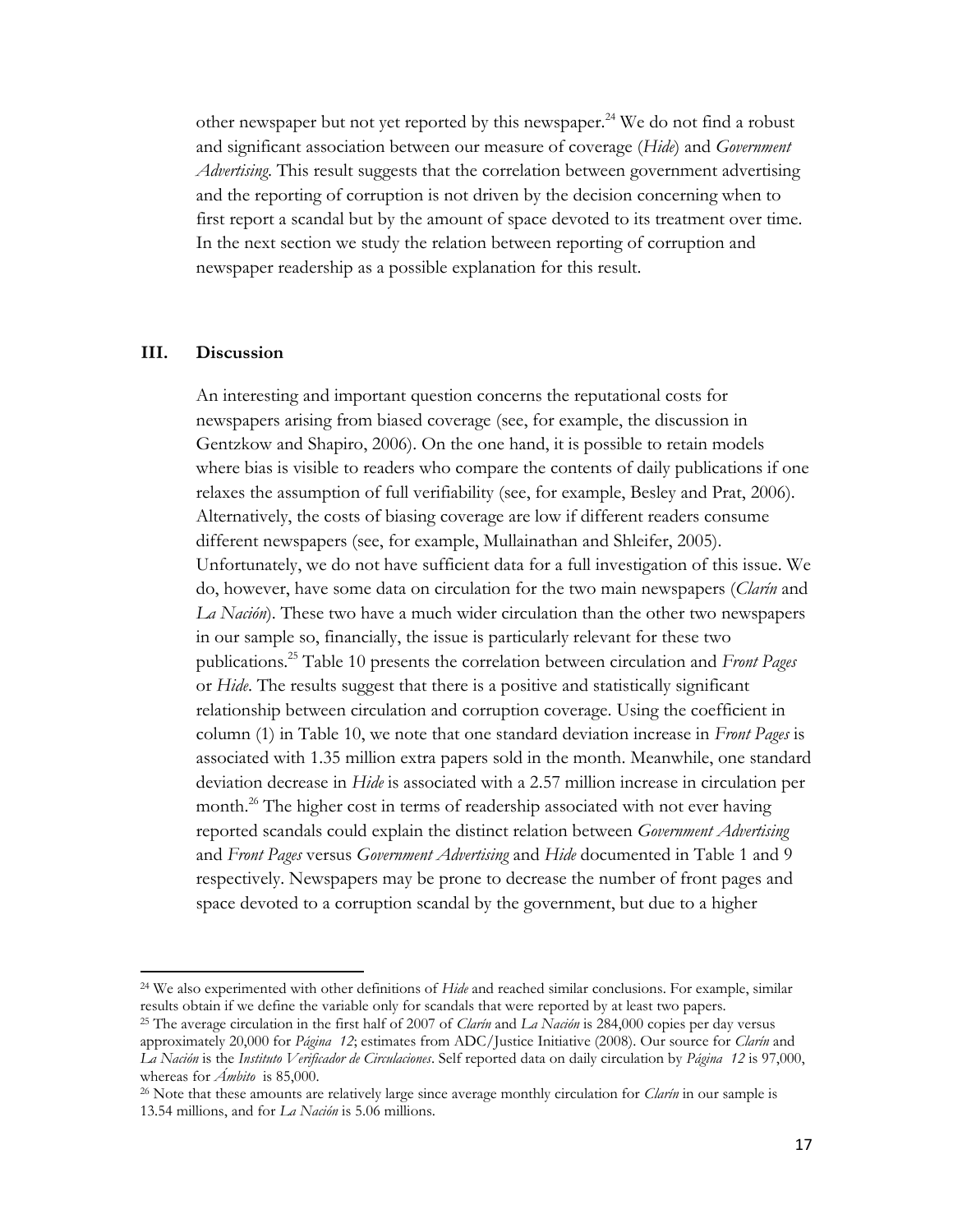other newspaper but not yet reported by this newspaper.[24] We do not find a robust and significant association between our measure of coverage (*Hide*) and *Government Advertising*. This result suggests that the correlation between government advertising and the reporting of corruption is not driven by the decision concerning when to first report a scandal but by the amount of space devoted to its treatment over time. In the next section we study the relation between reporting of corruption and newspaper readership as a possible explanation for this result.

## III. Discussion

An interesting and important question concerns the reputational costs for newspapers arising from biased coverage (see, for example, the discussion in Gentzkow and Shapiro, 2006). On the one hand, it is possible to retain models where bias is visible to readers who compare the contents of daily publications if one relaxes the assumption of full verifiability (see, for example, Besley and Prat, 2006). Alternatively, the costs of biasing coverage are low if different readers consume different newspapers (see, for example, Mullainathan and Shleifer, 2005). Unfortunately, we do not have sufficient data for a full investigation of this issue. We do, however, have some data on circulation for the two main newspapers (*Clarín* and *La Nación*). These two have a much wider circulation than the other two newspapers in our sample so, financially, the issue is particularly relevant for these two publications.[25] Table 10 presents the correlation between circulation and *Front Pages* or *Hide*. The results suggest that there is a positive and statistically significant relationship between circulation and corruption coverage. Using the coefficient in column (1) in Table 10, we note that one standard deviation increase in *Front Pages* is associated with 1.35 million extra papers sold in the month. Meanwhile, one standard deviation decrease in *Hide* is associated with a 2.57 million increase in circulation per month.[26] The higher cost in terms of readership associated with not ever having reported scandals could explain the distinct relation between *Government Advertising* and *Front Pages* versus *Government Advertising* and *Hide* documented in Table 1 and 9 respectively. Newspapers may be prone to decrease the number of front pages and space devoted to a corruption scandal by the government, but due to a higher

---

[24] We also experimented with other definitions of *Hide* and reached similar conclusions. For example, similar results obtain if we define the variable only for scandals that were reported by at least two papers.

[25] The average circulation in the first half of 2007 of *Clarín* and *La Nación* is 284,000 copies per day versus approximately 20,000 for *Página 12*; estimates from ADC/Justice Initiative (2008). Our source for *Clarín* and *La Nación* is the *Instituto Verificador de Circulaciones*. Self reported data on daily circulation by *Página 12* is 97,000, whereas for *Ámbito* is 85,000.

[26] Note that these amounts are relatively large since average monthly circulation for *Clarín* in our sample is 13.54 millions, and for *La Nación* is 5.06 millions.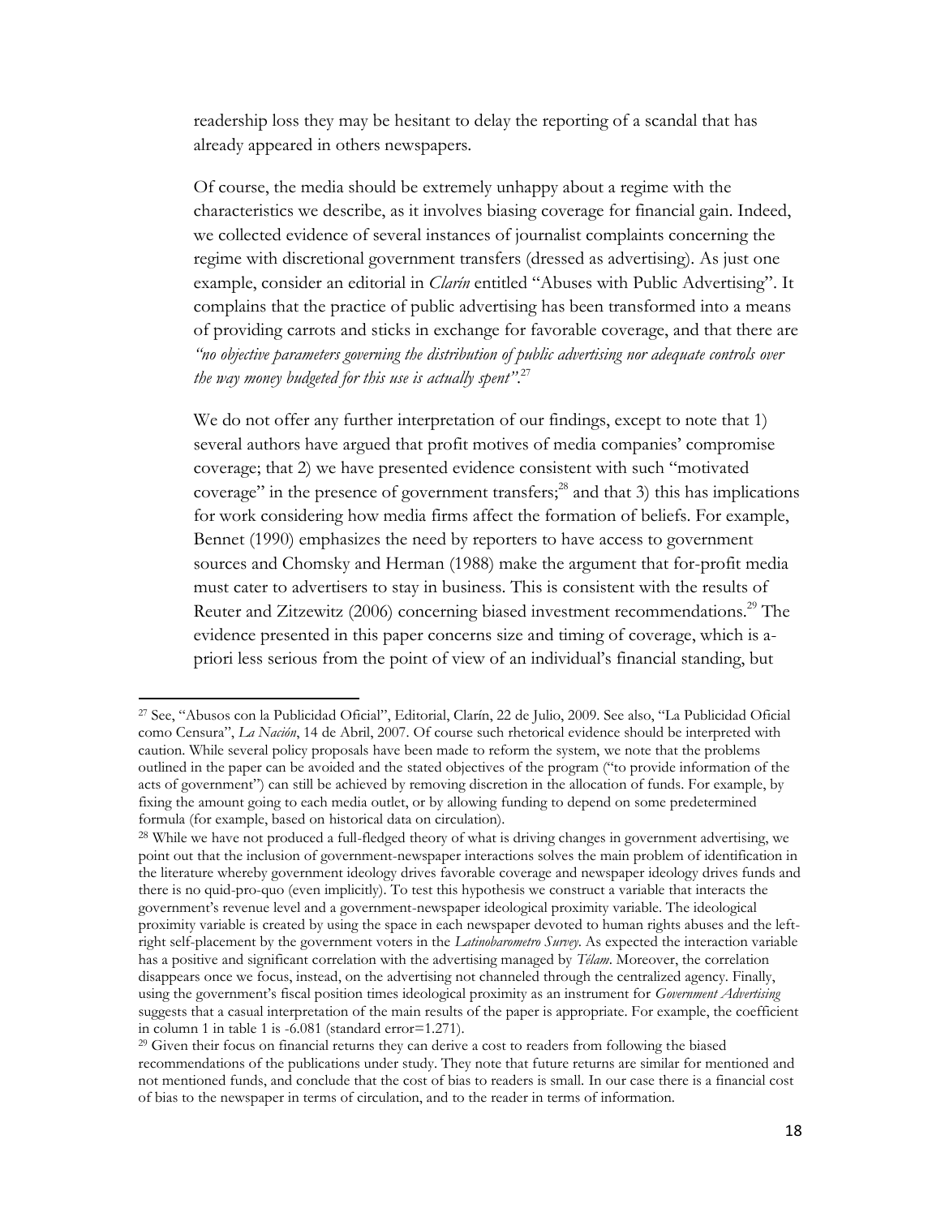readership loss they may be hesitant to delay the reporting of a scandal that has already appeared in others newspapers.

Of course, the media should be extremely unhappy about a regime with the characteristics we describe, as it involves biasing coverage for financial gain. Indeed, we collected evidence of several instances of journalist complaints concerning the regime with discretional government transfers (dressed as advertising). As just one example, consider an editorial in *Clarín* entitled "Abuses with Public Advertising". It complains that the practice of public advertising has been transformed into a means of providing carrots and sticks in exchange for favorable coverage, and that there are *"no objective parameters governing the distribution of public advertising nor adequate controls over the way money budgeted for this use is actually spent"*.[27]

We do not offer any further interpretation of our findings, except to note that 1) several authors have argued that profit motives of media companies' compromise coverage; that 2) we have presented evidence consistent with such "motivated coverage" in the presence of government transfers;[28] and that 3) this has implications for work considering how media firms affect the formation of beliefs. For example, Bennet (1990) emphasizes the need by reporters to have access to government sources and Chomsky and Herman (1988) make the argument that for-profit media must cater to advertisers to stay in business. This is consistent with the results of Reuter and Zitzewitz (2006) concerning biased investment recommendations.[29] The evidence presented in this paper concerns size and timing of coverage, which is a-priori less serious from the point of view of an individual's financial standing, but

---

[27] See, "Abusos con la Publicidad Oficial", Editorial, Clarín, 22 de Julio, 2009. See also, "La Publicidad Oficial como Censura", *La Nación*, 14 de Abril, 2007. Of course such rhetorical evidence should be interpreted with caution. While several policy proposals have been made to reform the system, we note that the problems outlined in the paper can be avoided and the stated objectives of the program ("to provide information of the acts of government") can still be achieved by removing discretion in the allocation of funds. For example, by fixing the amount going to each media outlet, or by allowing funding to depend on some predetermined formula (for example, based on historical data on circulation).

[28] While we have not produced a full-fledged theory of what is driving changes in government advertising, we point out that the inclusion of government-newspaper interactions solves the main problem of identification in the literature whereby government ideology drives favorable coverage and newspaper ideology drives funds and there is no quid-pro-quo (even implicitly). To test this hypothesis we construct a variable that interacts the government's revenue level and a government-newspaper ideological proximity variable. The ideological proximity variable is created by using the space in each newspaper devoted to human rights abuses and the left-right self-placement by the government voters in the *Latinobarometro Survey*. As expected the interaction variable has a positive and significant correlation with the advertising managed by *Télam*. Moreover, the correlation disappears once we focus, instead, on the advertising not channeled through the centralized agency. Finally, using the government's fiscal position times ideological proximity as an instrument for *Government Advertising* suggests that a casual interpretation of the main results of the paper is appropriate. For example, the coefficient in column 1 in table 1 is -6.081 (standard error=1.271).

[29] Given their focus on financial returns they can derive a cost to readers from following the biased recommendations of the publications under study. They note that future returns are similar for mentioned and not mentioned funds, and conclude that the cost of bias to readers is small. In our case there is a financial cost of bias to the newspaper in terms of circulation, and to the reader in terms of information.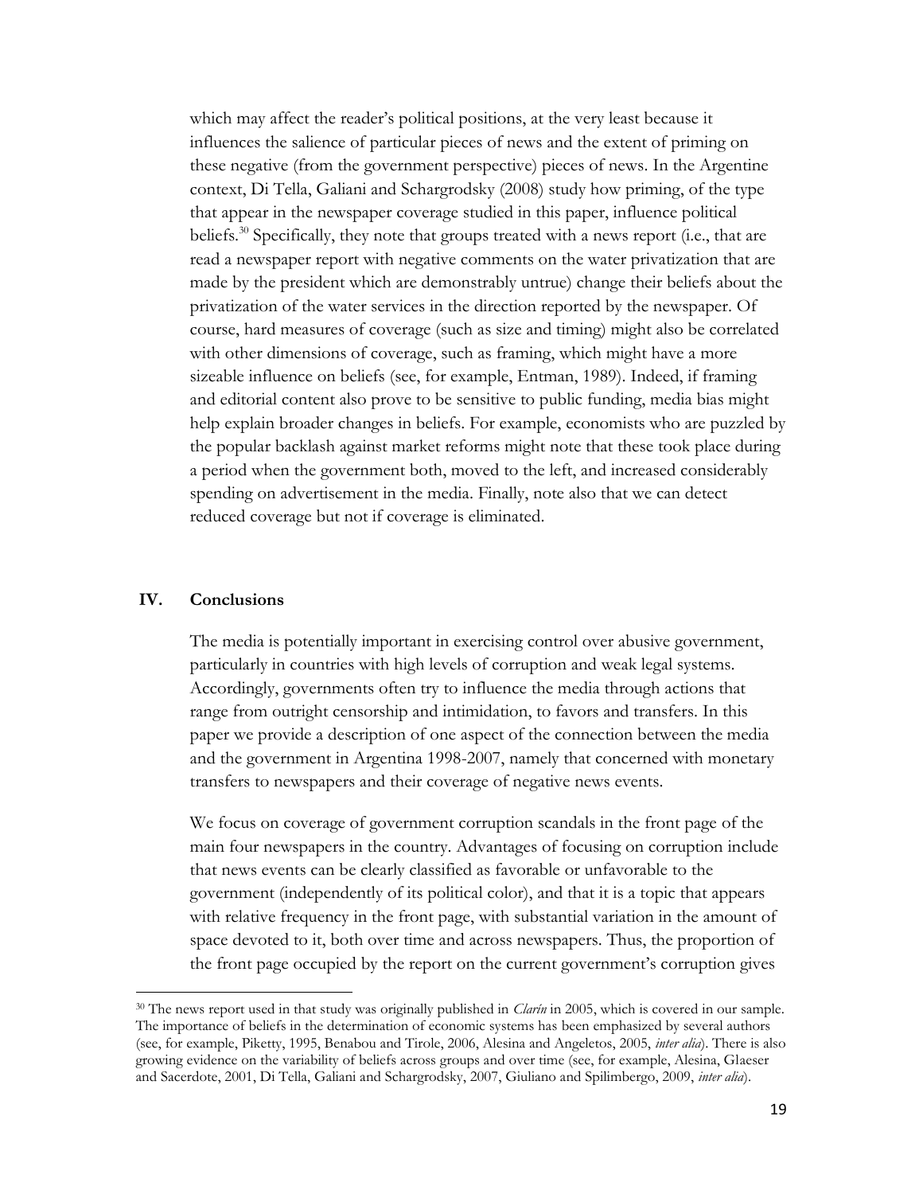which may affect the reader's political positions, at the very least because it influences the salience of particular pieces of news and the extent of priming on these negative (from the government perspective) pieces of news. In the Argentine context, Di Tella, Galiani and Schargrodsky (2008) study how priming, of the type that appear in the newspaper coverage studied in this paper, influence political beliefs.[30] Specifically, they note that groups treated with a news report (i.e., that are read a newspaper report with negative comments on the water privatization that are made by the president which are demonstrably untrue) change their beliefs about the privatization of the water services in the direction reported by the newspaper. Of course, hard measures of coverage (such as size and timing) might also be correlated with other dimensions of coverage, such as framing, which might have a more sizeable influence on beliefs (see, for example, Entman, 1989). Indeed, if framing and editorial content also prove to be sensitive to public funding, media bias might help explain broader changes in beliefs. For example, economists who are puzzled by the popular backlash against market reforms might note that these took place during a period when the government both, moved to the left, and increased considerably spending on advertisement in the media. Finally, note also that we can detect reduced coverage but not if coverage is eliminated.

## IV. Conclusions

The media is potentially important in exercising control over abusive government, particularly in countries with high levels of corruption and weak legal systems. Accordingly, governments often try to influence the media through actions that range from outright censorship and intimidation, to favors and transfers. In this paper we provide a description of one aspect of the connection between the media and the government in Argentina 1998-2007, namely that concerned with monetary transfers to newspapers and their coverage of negative news events.

We focus on coverage of government corruption scandals in the front page of the main four newspapers in the country. Advantages of focusing on corruption include that news events can be clearly classified as favorable or unfavorable to the government (independently of its political color), and that it is a topic that appears with relative frequency in the front page, with substantial variation in the amount of space devoted to it, both over time and across newspapers. Thus, the proportion of the front page occupied by the report on the current government's corruption gives

---

[30] The news report used in that study was originally published in *Clarín* in 2005, which is covered in our sample. The importance of beliefs in the determination of economic systems has been emphasized by several authors (see, for example, Piketty, 1995, Benabou and Tirole, 2006, Alesina and Angeletos, 2005, *inter alia*). There is also growing evidence on the variability of beliefs across groups and over time (see, for example, Alesina, Glaeser and Sacerdote, 2001, Di Tella, Galiani and Schargrodsky, 2007, Giuliano and Spilimbergo, 2009, *inter alia*).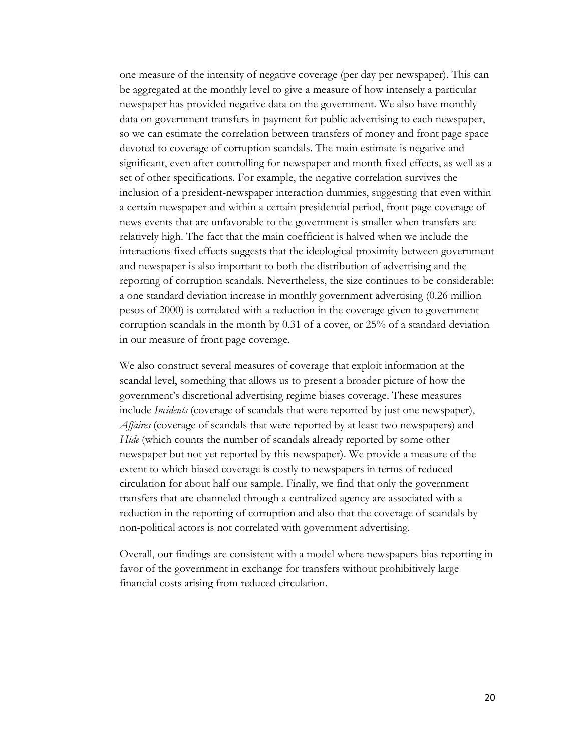one measure of the intensity of negative coverage (per day per newspaper). This can be aggregated at the monthly level to give a measure of how intensely a particular newspaper has provided negative data on the government. We also have monthly data on government transfers in payment for public advertising to each newspaper, so we can estimate the correlation between transfers of money and front page space devoted to coverage of corruption scandals. The main estimate is negative and significant, even after controlling for newspaper and month fixed effects, as well as a set of other specifications. For example, the negative correlation survives the inclusion of a president-newspaper interaction dummies, suggesting that even within a certain newspaper and within a certain presidential period, front page coverage of news events that are unfavorable to the government is smaller when transfers are relatively high. The fact that the main coefficient is halved when we include the interactions fixed effects suggests that the ideological proximity between government and newspaper is also important to both the distribution of advertising and the reporting of corruption scandals. Nevertheless, the size continues to be considerable: a one standard deviation increase in monthly government advertising (0.26 million pesos of 2000) is correlated with a reduction in the coverage given to government corruption scandals in the month by 0.31 of a cover, or 25% of a standard deviation in our measure of front page coverage.

We also construct several measures of coverage that exploit information at the scandal level, something that allows us to present a broader picture of how the government's discretional advertising regime biases coverage. These measures include *Incidents* (coverage of scandals that were reported by just one newspaper), *Affaires* (coverage of scandals that were reported by at least two newspapers) and *Hide* (which counts the number of scandals already reported by some other newspaper but not yet reported by this newspaper). We provide a measure of the extent to which biased coverage is costly to newspapers in terms of reduced circulation for about half our sample. Finally, we find that only the government transfers that are channeled through a centralized agency are associated with a reduction in the reporting of corruption and also that the coverage of scandals by non-political actors is not correlated with government advertising.

Overall, our findings are consistent with a model where newspapers bias reporting in favor of the government in exchange for transfers without prohibitively large financial costs arising from reduced circulation.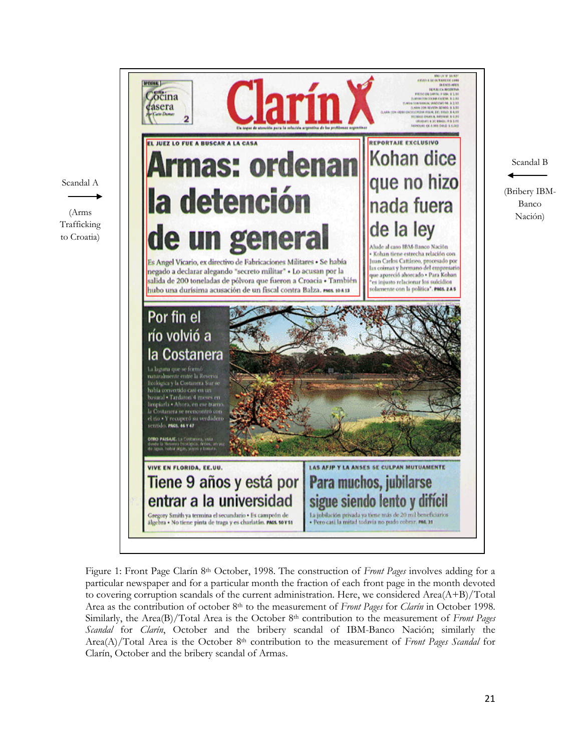Scandal A

(Arms Trafficking to Croatia)

Scandal B

(Bribery IBM-Banco Nación)

EL JUEZ LO FUE A BUSCAR A LA CASA

**Armas: ordenan la detención de un general**

Es Angel Vicario, ex directivo de Fabricaciones Militares • Se había negado a declarar alegando "secreto militar" • Lo acusan por la salida de 200 toneladas de pólvora que fueron a Croacia • También hubo una durísima acusación de un fiscal contra Balza. PAGS. 10 A 13

REPORTAJE EXCLUSIVO

**Kohan dice que no hizo nada fuera de la ley**

Alude al caso IBM-Banco Nación • Kohan tiene estrecha relación con Juan Carlos Cattáneo, procesado por las coimas y hermano del empresario que apareció ahorcado • Para Kohan "es injusto relacionar los suicidios solamente con la política". PAGS. 2 A 5

**Por fin el río volvió a la Costanera**

VIVE EN FLORIDA, EE.UU.

**Tiene 9 años y está por entrar a la universidad**

Gregory Smith ya termina el secundario • Es campeón de álgebra • No tiene pinta de traga y es charlatán. PAGS. 50 Y 51

LAS AFJP Y LA ANSES SE CULPAN MUTUAMENTE

**Para muchos, jubilarse sigue siendo lento y difícil**

La jubilación privada ya tiene más de 20 mil beneficiarios • Pero casi la mitad todavía no pudo cobrar. PAG. 31

Figure 1: Front Page Clarín 8th October, 1998. The construction of *Front Pages* involves adding for a particular newspaper and for a particular month the fraction of each front page in the month devoted to covering corruption scandals of the current administration. Here, we considered Area(A+B)/Total Area as the contribution of october 8th to the measurement of *Front Pages* for *Clarín* in October 1998. Similarly, the Area(B)/Total Area is the October 8th contribution to the measurement of *Front Pages Scandal* for *Clarín*, October and the bribery scandal of IBM-Banco Nación; similarly the Area(A)/Total Area is the October 8th contribution to the measurement of *Front Pages Scandal* for Clarín, October and the bribery scandal of Armas.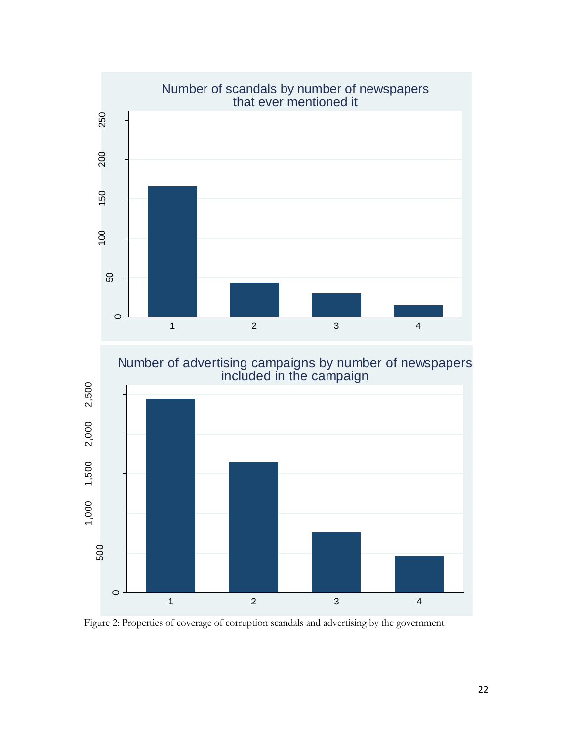Figure 2: Properties of coverage of corruption scandals and advertising by the government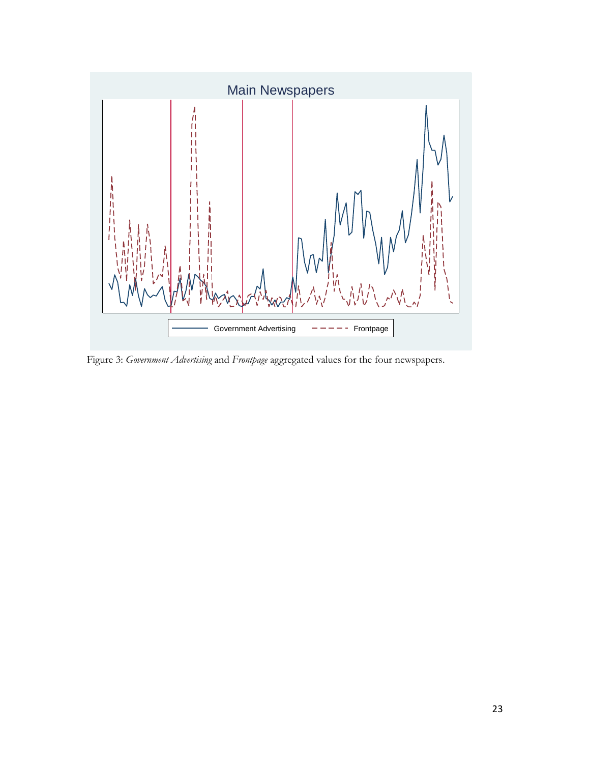Figure 3: *Government Advertising* and *Frontpage* aggregated values for the four newspapers.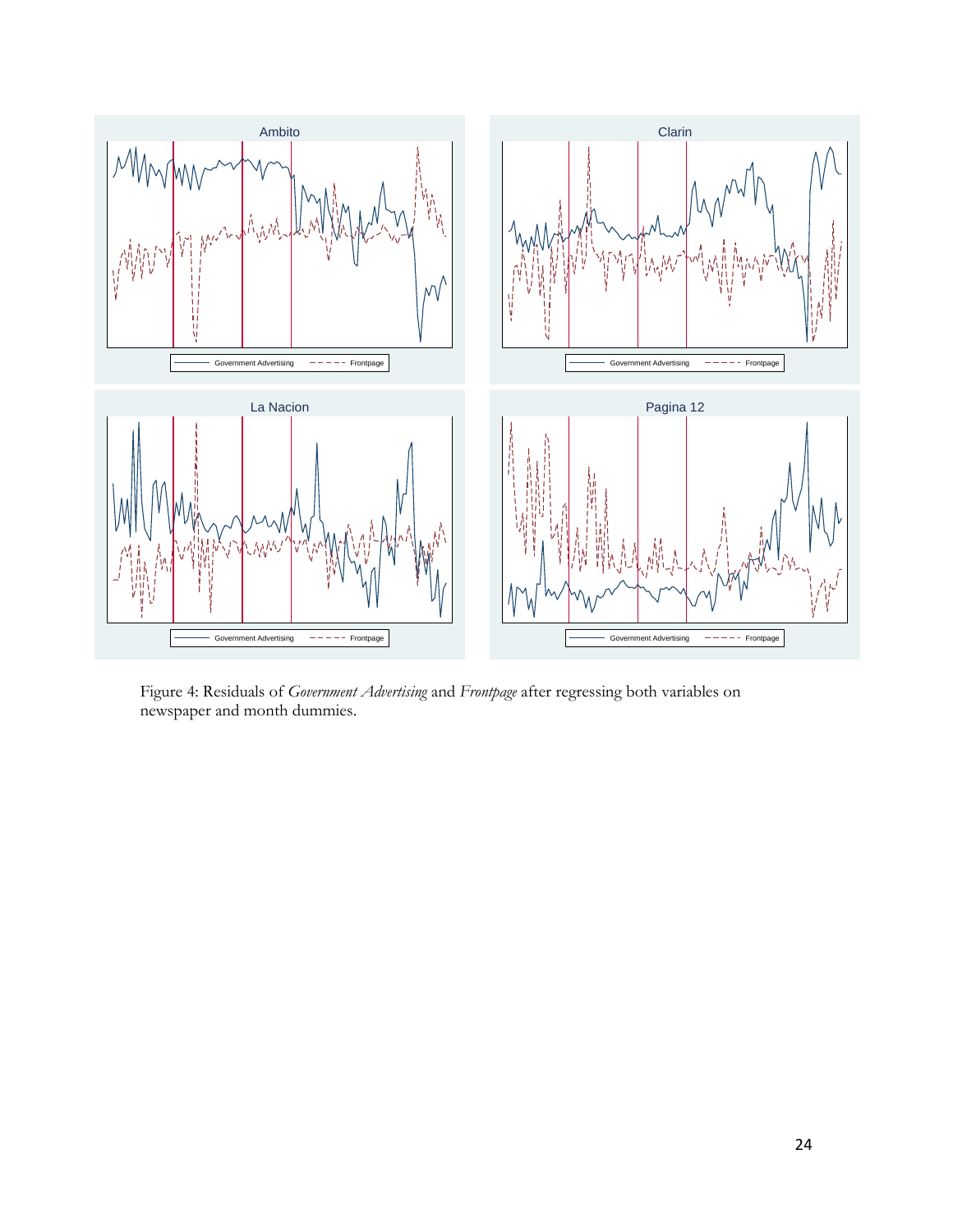Figure 4: Residuals of *Government Advertising* and *Frontpage* after regressing both variables on newspaper and month dummies.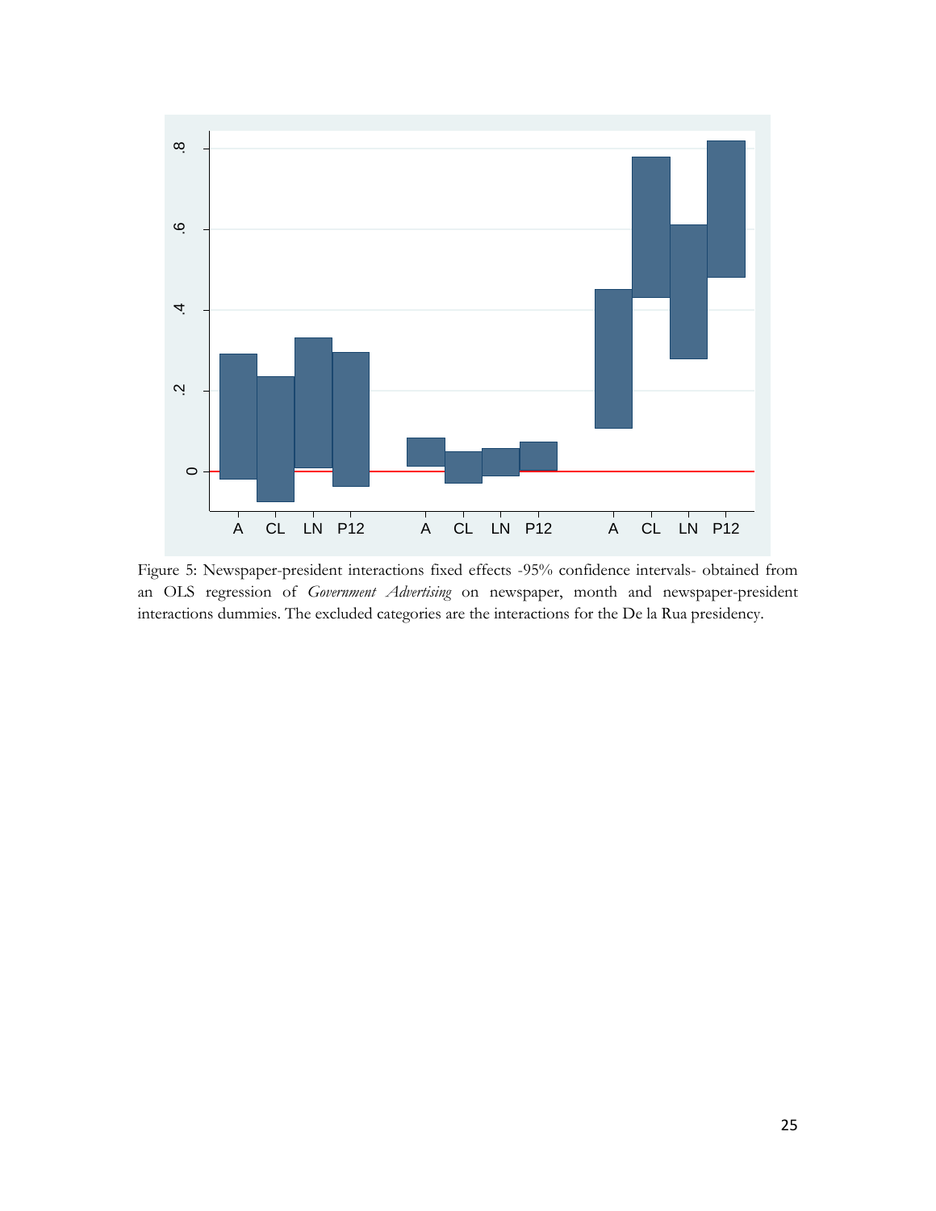Figure 5: Newspaper-president interactions fixed effects -95% confidence intervals- obtained from an OLS regression of *Government Advertising* on newspaper, month and newspaper-president interactions dummies. The excluded categories are the interactions for the De la Rua presidency.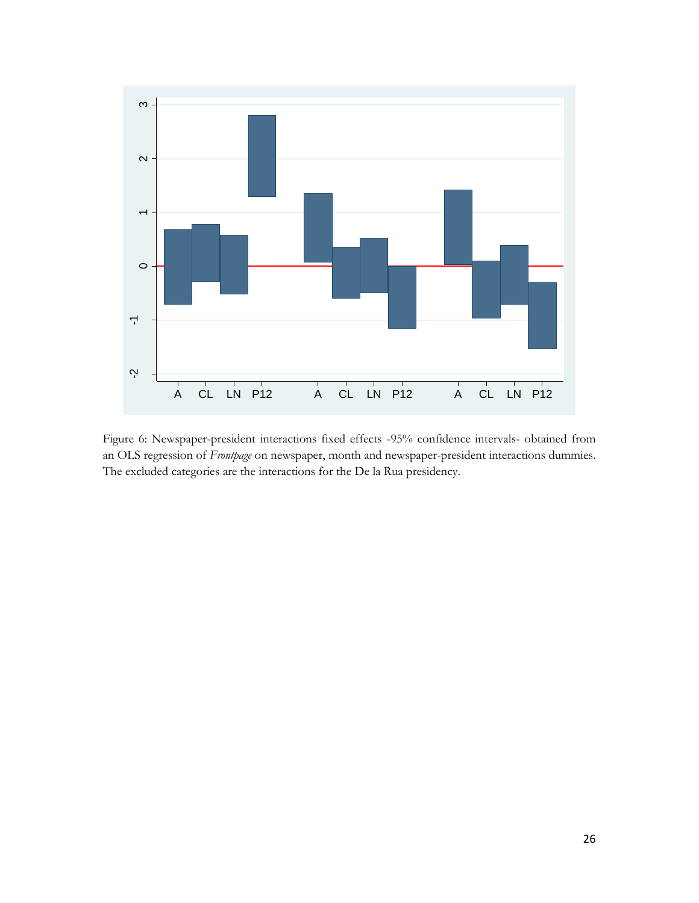Figure 6: Newspaper-president interactions fixed effects -95% confidence intervals- obtained from an OLS regression of *Frontpage* on newspaper, month and newspaper-president interactions dummies. The excluded categories are the interactions for the De la Rua presidency.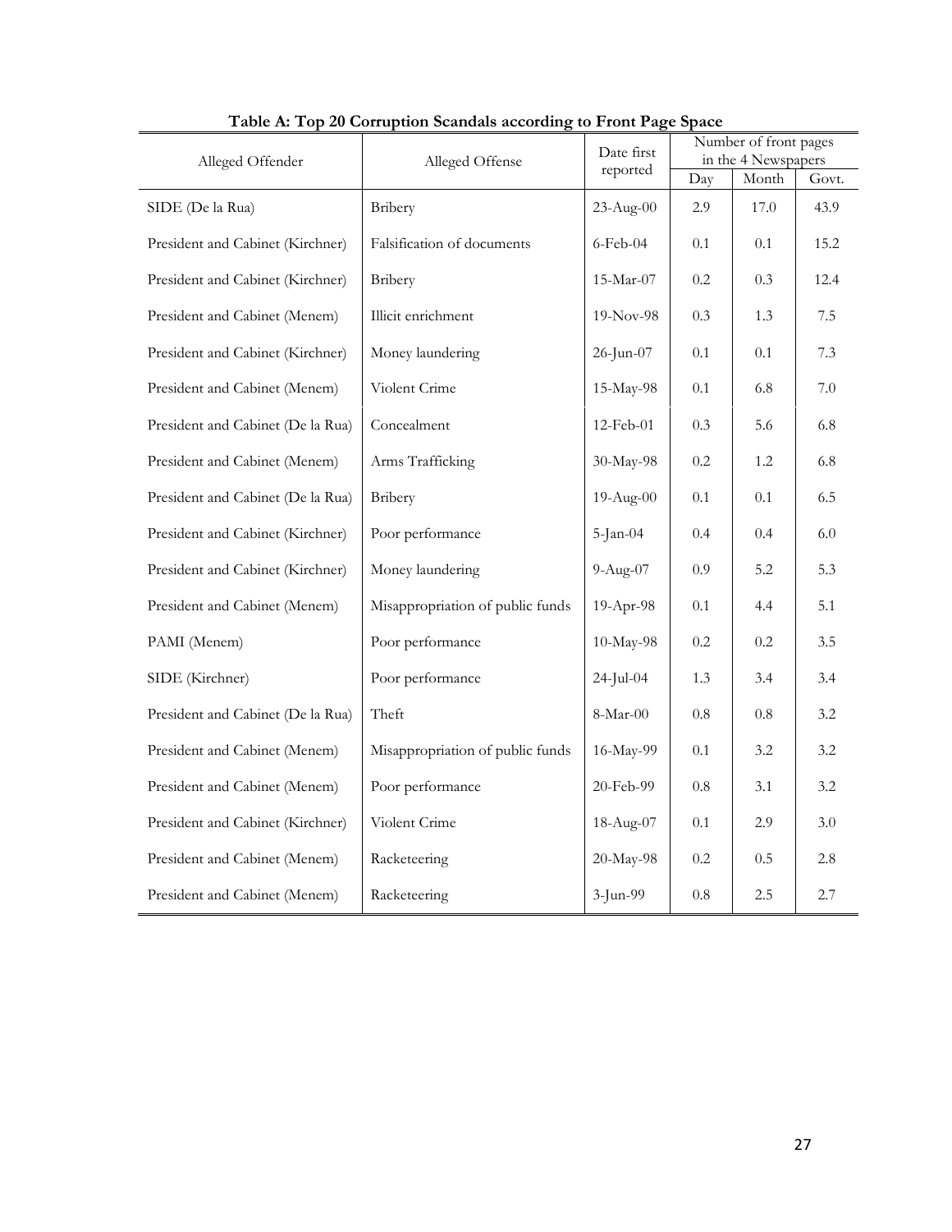**Table A: Top 20 Corruption Scandals according to Front Page Space**

| Alleged Offender | Alleged Offense | Date first reported | Number of front pages in the 4 Newspapers | | |
|---|---|---|---|---|---|
| | | | Day | Month | Govt. |
| SIDE (De la Rua) | Bribery | 23-Aug-00 | 2.9 | 17.0 | 43.9 |
| President and Cabinet (Kirchner) | Falsification of documents | 6-Feb-04 | 0.1 | 0.1 | 15.2 |
| President and Cabinet (Kirchner) | Bribery | 15-Mar-07 | 0.2 | 0.3 | 12.4 |
| President and Cabinet (Menem) | Illicit enrichment | 19-Nov-98 | 0.3 | 1.3 | 7.5 |
| President and Cabinet (Kirchner) | Money laundering | 26-Jun-07 | 0.1 | 0.1 | 7.3 |
| President and Cabinet (Menem) | Violent Crime | 15-May-98 | 0.1 | 6.8 | 7.0 |
| President and Cabinet (De la Rua) | Concealment | 12-Feb-01 | 0.3 | 5.6 | 6.8 |
| President and Cabinet (Menem) | Arms Trafficking | 30-May-98 | 0.2 | 1.2 | 6.8 |
| President and Cabinet (De la Rua) | Bribery | 19-Aug-00 | 0.1 | 0.1 | 6.5 |
| President and Cabinet (Kirchner) | Poor performance | 5-Jan-04 | 0.4 | 0.4 | 6.0 |
| President and Cabinet (Kirchner) | Money laundering | 9-Aug-07 | 0.9 | 5.2 | 5.3 |
| President and Cabinet (Menem) | Misappropriation of public funds | 19-Apr-98 | 0.1 | 4.4 | 5.1 |
| PAMI (Menem) | Poor performance | 10-May-98 | 0.2 | 0.2 | 3.5 |
| SIDE (Kirchner) | Poor performance | 24-Jul-04 | 1.3 | 3.4 | 3.4 |
| President and Cabinet (De la Rua) | Theft | 8-Mar-00 | 0.8 | 0.8 | 3.2 |
| President and Cabinet (Menem) | Misappropriation of public funds | 16-May-99 | 0.1 | 3.2 | 3.2 |
| President and Cabinet (Menem) | Poor performance | 20-Feb-99 | 0.8 | 3.1 | 3.2 |
| President and Cabinet (Kirchner) | Violent Crime | 18-Aug-07 | 0.1 | 2.9 | 3.0 |
| President and Cabinet (Menem) | Racketeering | 20-May-98 | 0.2 | 0.5 | 2.8 |
| President and Cabinet (Menem) | Racketeering | 3-Jun-99 | 0.8 | 2.5 | 2.7 |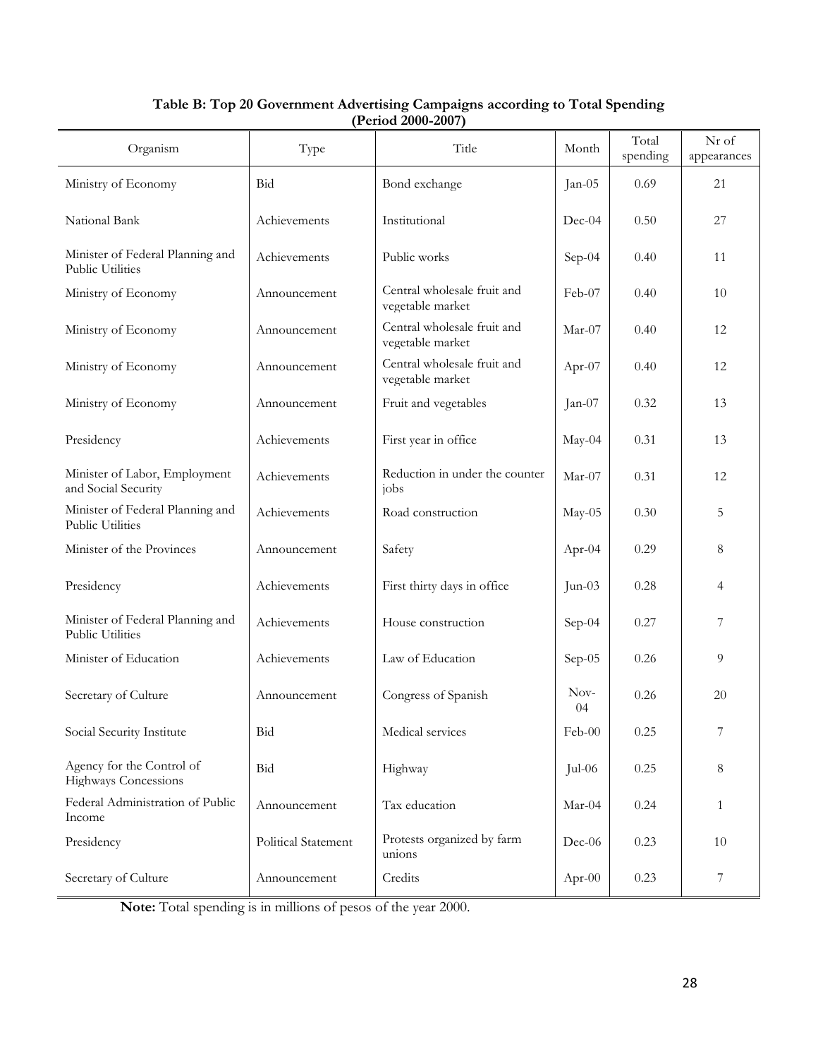**Table B: Top 20 Government Advertising Campaigns according to Total Spending (Period 2000-2007)**

| Organism | Type | Title | Month | Total spending | Nr of appearances |
|---|---|---|---|---|---|
| Ministry of Economy | Bid | Bond exchange | Jan-05 | 0.69 | 21 |
| National Bank | Achievements | Institutional | Dec-04 | 0.50 | 27 |
| Minister of Federal Planning and Public Utilities | Achievements | Public works | Sep-04 | 0.40 | 11 |
| Ministry of Economy | Announcement | Central wholesale fruit and vegetable market | Feb-07 | 0.40 | 10 |
| Ministry of Economy | Announcement | Central wholesale fruit and vegetable market | Mar-07 | 0.40 | 12 |
| Ministry of Economy | Announcement | Central wholesale fruit and vegetable market | Apr-07 | 0.40 | 12 |
| Ministry of Economy | Announcement | Fruit and vegetables | Jan-07 | 0.32 | 13 |
| Presidency | Achievements | First year in office | May-04 | 0.31 | 13 |
| Minister of Labor, Employment and Social Security | Achievements | Reduction in under the counter jobs | Mar-07 | 0.31 | 12 |
| Minister of Federal Planning and Public Utilities | Achievements | Road construction | May-05 | 0.30 | 5 |
| Minister of the Provinces | Announcement | Safety | Apr-04 | 0.29 | 8 |
| Presidency | Achievements | First thirty days in office | Jun-03 | 0.28 | 4 |
| Minister of Federal Planning and Public Utilities | Achievements | House construction | Sep-04 | 0.27 | 7 |
| Minister of Education | Achievements | Law of Education | Sep-05 | 0.26 | 9 |
| Secretary of Culture | Announcement | Congress of Spanish | Nov-04 | 0.26 | 20 |
| Social Security Institute | Bid | Medical services | Feb-00 | 0.25 | 7 |
| Agency for the Control of Highways Concessions | Bid | Highway | Jul-06 | 0.25 | 8 |
| Federal Administration of Public Income | Announcement | Tax education | Mar-04 | 0.24 | 1 |
| Presidency | Political Statement | Protests organized by farm unions | Dec-06 | 0.23 | 10 |
| Secretary of Culture | Announcement | Credits | Apr-00 | 0.23 | 7 |

**Note:** Total spending is in millions of pesos of the year 2000.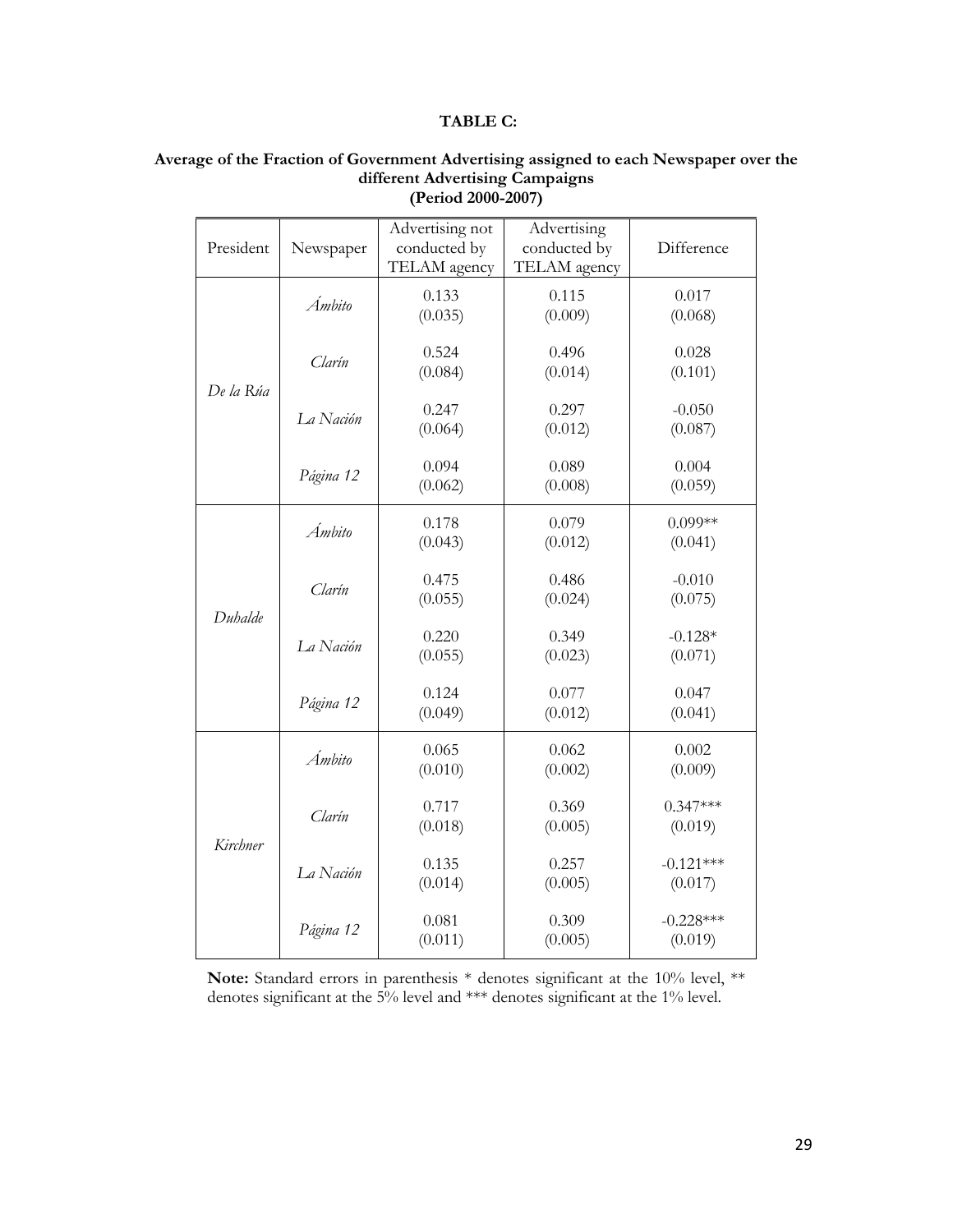**TABLE C:**

**Average of the Fraction of Government Advertising assigned to each Newspaper over the different Advertising Campaigns (Period 2000-2007)**

| President | Newspaper | Advertising not conducted by TELAM agency | Advertising conducted by TELAM agency | Difference |
|---|---|---|---|---|
| *De la Rúa* | *Ámbito* | 0.133 (0.035) | 0.115 (0.009) | 0.017 (0.068) |
| | *Clarín* | 0.524 (0.084) | 0.496 (0.014) | 0.028 (0.101) |
| | *La Nación* | 0.247 (0.064) | 0.297 (0.012) | -0.050 (0.087) |
| | *Página 12* | 0.094 (0.062) | 0.089 (0.008) | 0.004 (0.059) |
| *Duhalde* | *Ámbito* | 0.178 (0.043) | 0.079 (0.012) | 0.099** (0.041) |
| | *Clarín* | 0.475 (0.055) | 0.486 (0.024) | -0.010 (0.075) |
| | *La Nación* | 0.220 (0.055) | 0.349 (0.023) | -0.128* (0.071) |
| | *Página 12* | 0.124 (0.049) | 0.077 (0.012) | 0.047 (0.041) |
| *Kirchner* | *Ámbito* | 0.065 (0.010) | 0.062 (0.002) | 0.002 (0.009) |
| | *Clarín* | 0.717 (0.018) | 0.369 (0.005) | 0.347*** (0.019) |
| | *La Nación* | 0.135 (0.014) | 0.257 (0.005) | -0.121*** (0.017) |
| | *Página 12* | 0.081 (0.011) | 0.309 (0.005) | -0.228*** (0.019) |

**Note:** Standard errors in parenthesis * denotes significant at the 10% level, ** denotes significant at the 5% level and *** denotes significant at the 1% level.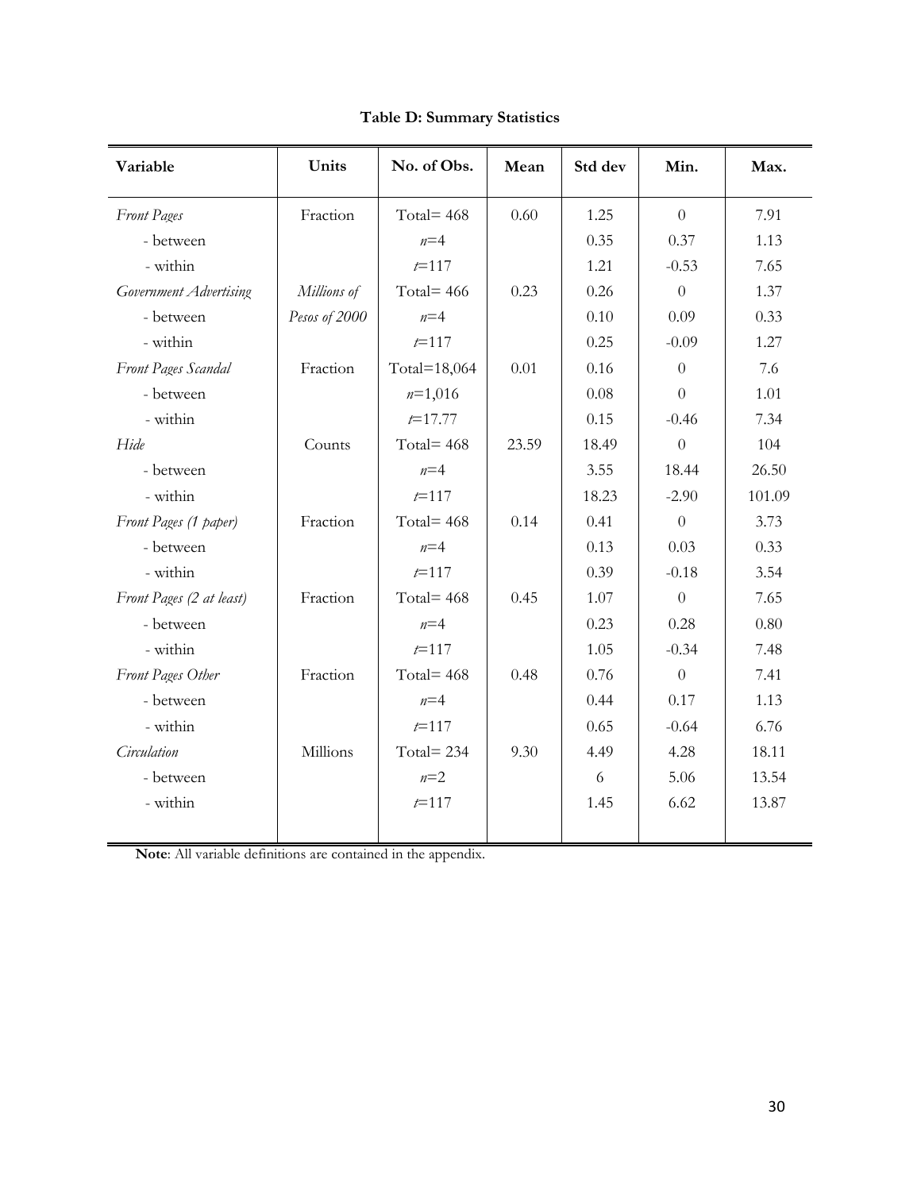**Table D: Summary Statistics**

| Variable | Units | No. of Obs. | Mean | Std dev | Min. | Max. |
|---|---|---|---|---|---|---|
| *Front Pages* | Fraction | Total= 468 | 0.60 | 1.25 | 0 | 7.91 |
| - between | | *n*=4 | | 0.35 | 0.37 | 1.13 |
| - within | | *t*=117 | | 1.21 | -0.53 | 7.65 |
| *Government Advertising* | *Millions of Pesos of 2000* | Total= 466 | 0.23 | 0.26 | 0 | 1.37 |
| - between | | *n*=4 | | 0.10 | 0.09 | 0.33 |
| - within | | *t*=117 | | 0.25 | -0.09 | 1.27 |
| *Front Pages Scandal* | Fraction | Total=18,064 | 0.01 | 0.16 | 0 | 7.6 |
| - between | | *n*=1,016 | | 0.08 | 0 | 1.01 |
| - within | | *t*=17.77 | | 0.15 | -0.46 | 7.34 |
| *Hide* | Counts | Total= 468 | 23.59 | 18.49 | 0 | 104 |
| - between | | *n*=4 | | 3.55 | 18.44 | 26.50 |
| - within | | *t*=117 | | 18.23 | -2.90 | 101.09 |
| *Front Pages (1 paper)* | Fraction | Total= 468 | 0.14 | 0.41 | 0 | 3.73 |
| - between | | *n*=4 | | 0.13 | 0.03 | 0.33 |
| - within | | *t*=117 | | 0.39 | -0.18 | 3.54 |
| *Front Pages (2 at least)* | Fraction | Total= 468 | 0.45 | 1.07 | 0 | 7.65 |
| - between | | *n*=4 | | 0.23 | 0.28 | 0.80 |
| - within | | *t*=117 | | 1.05 | -0.34 | 7.48 |
| *Front Pages Other* | Fraction | Total= 468 | 0.48 | 0.76 | 0 | 7.41 |
| - between | | *n*=4 | | 0.44 | 0.17 | 1.13 |
| - within | | *t*=117 | | 0.65 | -0.64 | 6.76 |
| *Circulation* | Millions | Total= 234 | 9.30 | 4.49 | 4.28 | 18.11 |
| - between | | *n*=2 | | 6 | 5.06 | 13.54 |
| - within | | *t*=117 | | 1.45 | 6.62 | 13.87 |

**Note**: All variable definitions are contained in the appendix.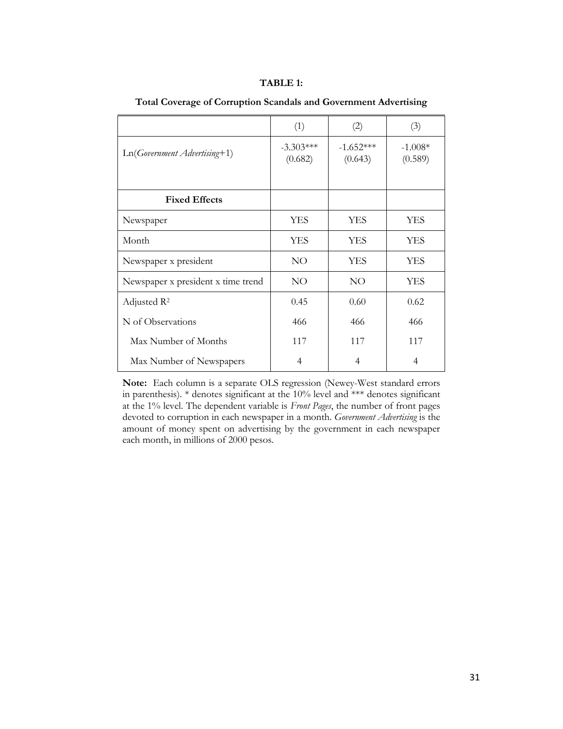**TABLE 1:**

**Total Coverage of Corruption Scandals and Government Advertising**

| | (1) | (2) | (3) |
|---|---|---|---|
| Ln(*Government Advertising*+1) | -3.303*** (0.682) | -1.652*** (0.643) | -1.008* (0.589) |
| **Fixed Effects** | | | |
| Newspaper | YES | YES | YES |
| Month | YES | YES | YES |
| Newspaper x president | NO | YES | YES |
| Newspaper x president x time trend | NO | NO | YES |
| Adjusted $R^2$ | 0.45 | 0.60 | 0.62 |
| N of Observations | 466 | 466 | 466 |
| Max Number of Months | 117 | 117 | 117 |
| Max Number of Newspapers | 4 | 4 | 4 |

**Note:** Each column is a separate OLS regression (Newey-West standard errors in parenthesis). * denotes significant at the 10% level and *** denotes significant at the 1% level. The dependent variable is *Front Pages*, the number of front pages devoted to corruption in each newspaper in a month. *Government Advertising* is the amount of money spent on advertising by the government in each newspaper each month, in millions of 2000 pesos.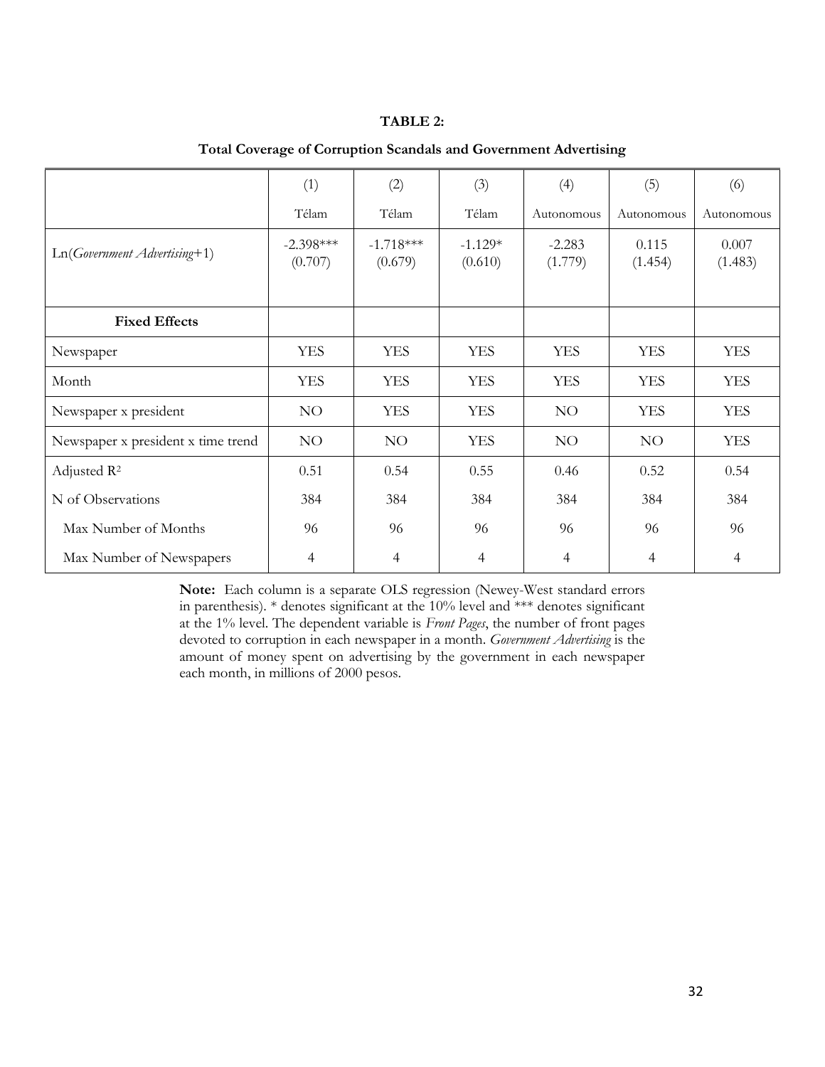**TABLE 2:**

**Total Coverage of Corruption Scandals and Government Advertising**

| | (1) | (2) | (3) | (4) | (5) | (6) |
|---|---|---|---|---|---|---|
| | Télam | Télam | Télam | Autonomous | Autonomous | Autonomous |
| Ln(*Government Advertising*+1) | -2.398*** (0.707) | -1.718*** (0.679) | -1.129* (0.610) | -2.283 (1.779) | 0.115 (1.454) | 0.007 (1.483) |
| **Fixed Effects** | | | | | | |
| Newspaper | YES | YES | YES | YES | YES | YES |
| Month | YES | YES | YES | YES | YES | YES |
| Newspaper x president | NO | YES | YES | NO | YES | YES |
| Newspaper x president x time trend | NO | NO | YES | NO | NO | YES |
| Adjusted $R^2$ | 0.51 | 0.54 | 0.55 | 0.46 | 0.52 | 0.54 |
| N of Observations | 384 | 384 | 384 | 384 | 384 | 384 |
| Max Number of Months | 96 | 96 | 96 | 96 | 96 | 96 |
| Max Number of Newspapers | 4 | 4 | 4 | 4 | 4 | 4 |

**Note:** Each column is a separate OLS regression (Newey-West standard errors in parenthesis). * denotes significant at the 10% level and *** denotes significant at the 1% level. The dependent variable is *Front Pages*, the number of front pages devoted to corruption in each newspaper in a month. *Government Advertising* is the amount of money spent on advertising by the government in each newspaper each month, in millions of 2000 pesos.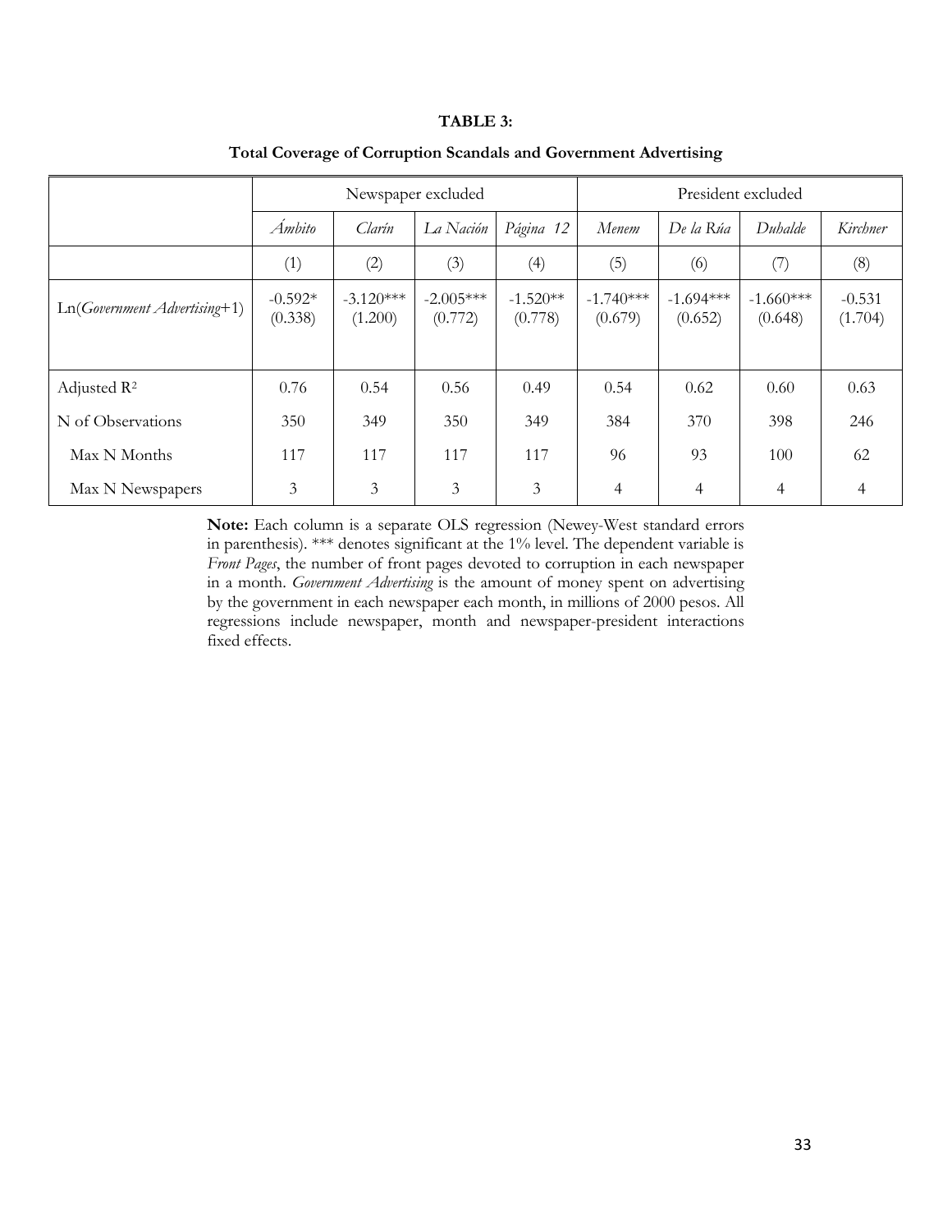**TABLE 3:**

**Total Coverage of Corruption Scandals and Government Advertising**

| | Newspaper excluded | | | | President excluded | | | |
|---|---|---|---|---|---|---|---|---|
| | *Ámbito* | *Clarín* | *La Nación* | *Página 12* | *Menem* | *De la Rúa* | *Duhalde* | *Kirchner* |
| | (1) | (2) | (3) | (4) | (5) | (6) | (7) | (8) |
| Ln(*Government Advertising*+1) | -0.592* (0.338) | -3.120*** (1.200) | -2.005*** (0.772) | -1.520** (0.778) | -1.740*** (0.679) | -1.694*** (0.652) | -1.660*** (0.648) | -0.531 (1.704) |
| Adjusted $R^2$ | 0.76 | 0.54 | 0.56 | 0.49 | 0.54 | 0.62 | 0.60 | 0.63 |
| N of Observations | 350 | 349 | 350 | 349 | 384 | 370 | 398 | 246 |
| Max N Months | 117 | 117 | 117 | 117 | 96 | 93 | 100 | 62 |
| Max N Newspapers | 3 | 3 | 3 | 3 | 4 | 4 | 4 | 4 |

**Note:** Each column is a separate OLS regression (Newey-West standard errors in parenthesis). *** denotes significant at the 1% level. The dependent variable is *Front Pages*, the number of front pages devoted to corruption in each newspaper in a month. *Government Advertising* is the amount of money spent on advertising by the government in each newspaper each month, in millions of 2000 pesos. All regressions include newspaper, month and newspaper-president interactions fixed effects.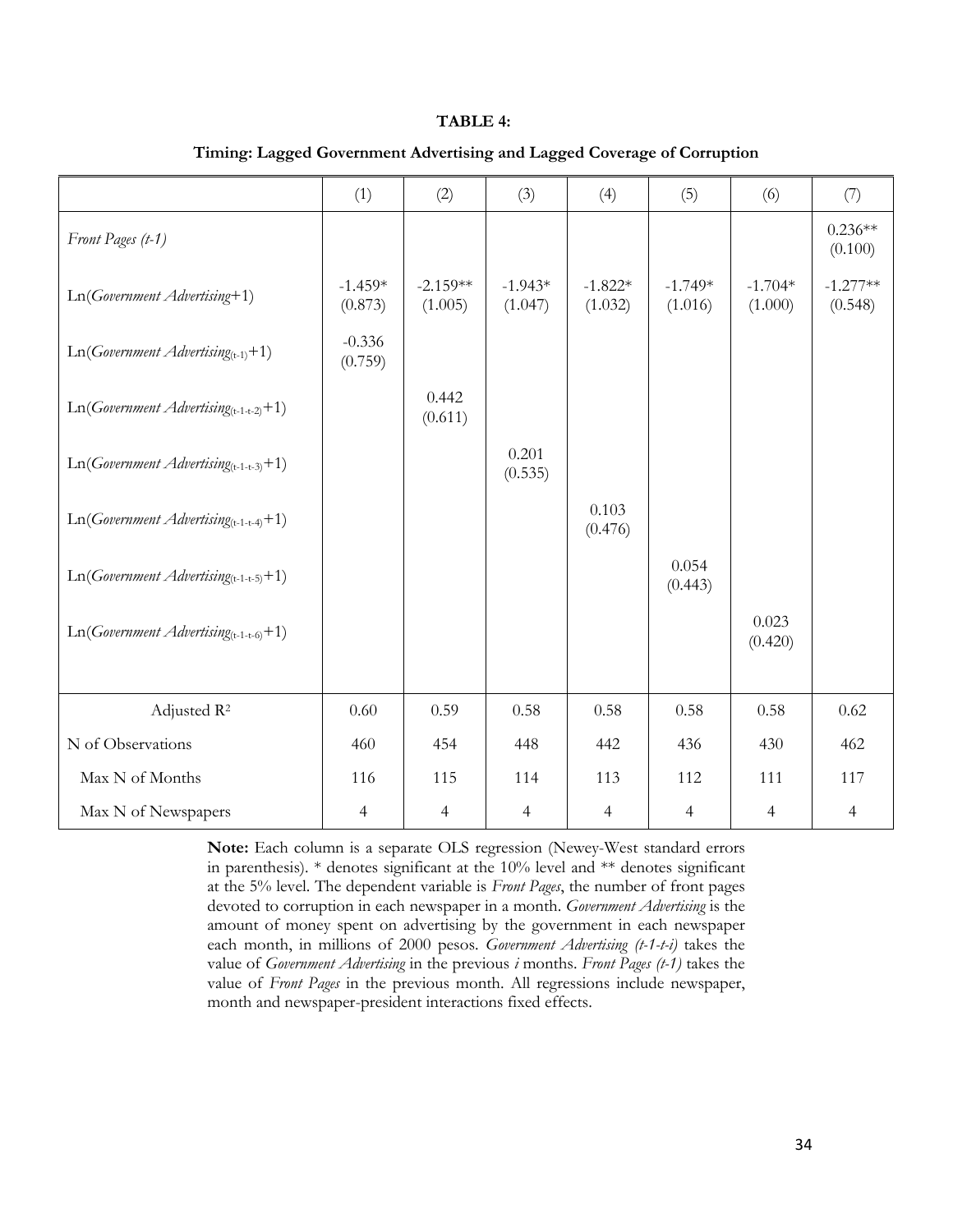**TABLE 4:**

**Timing: Lagged Government Advertising and Lagged Coverage of Corruption**

| | (1) | (2) | (3) | (4) | (5) | (6) | (7) |
|---|---|---|---|---|---|---|---|
| *Front Pages (t-1)* | | | | | | | 0.236** (0.100) |
| Ln(*Government Advertising*+1) | -1.459* (0.873) | -2.159** (1.005) | -1.943* (1.047) | -1.822* (1.032) | -1.749* (1.016) | -1.704* (1.000) | -1.277** (0.548) |
| Ln(*Government Advertising*$_{(t-1)}$+1) | -0.336 (0.759) | | | | | | |
| Ln(*Government Advertising*$_{(t-1-t-2)}$+1) | | 0.442 (0.611) | | | | | |
| Ln(*Government Advertising*$_{(t-1-t-3)}$+1) | | | 0.201 (0.535) | | | | |
| Ln(*Government Advertising*$_{(t-1-t-4)}$+1) | | | | 0.103 (0.476) | | | |
| Ln(*Government Advertising*$_{(t-1-t-5)}$+1) | | | | | 0.054 (0.443) | | |
| Ln(*Government Advertising*$_{(t-1-t-6)}$+1) | | | | | | 0.023 (0.420) | |
| Adjusted $R^2$ | 0.60 | 0.59 | 0.58 | 0.58 | 0.58 | 0.58 | 0.62 |
| N of Observations | 460 | 454 | 448 | 442 | 436 | 430 | 462 |
| Max N of Months | 116 | 115 | 114 | 113 | 112 | 111 | 117 |
| Max N of Newspapers | 4 | 4 | 4 | 4 | 4 | 4 | 4 |

**Note:** Each column is a separate OLS regression (Newey-West standard errors in parenthesis). * denotes significant at the 10% level and ** denotes significant at the 5% level. The dependent variable is *Front Pages*, the number of front pages devoted to corruption in each newspaper in a month. *Government Advertising* is the amount of money spent on advertising by the government in each newspaper each month, in millions of 2000 pesos. *Government Advertising (t-1-t-i)* takes the value of *Government Advertising* in the previous *i* months. *Front Pages (t-1)* takes the value of *Front Pages* in the previous month. All regressions include newspaper, month and newspaper-president interactions fixed effects.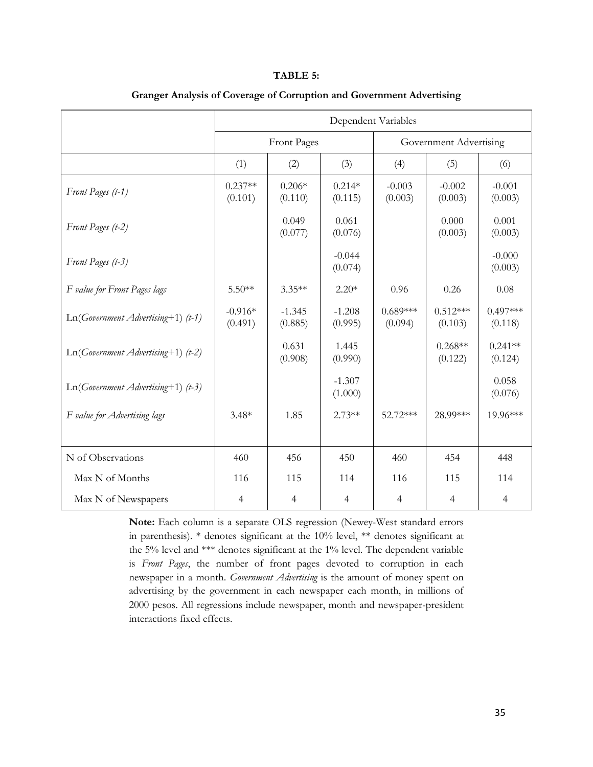**TABLE 5:**

**Granger Analysis of Coverage of Corruption and Government Advertising**

| | Dependent Variables | | | | | |
|---|---|---|---|---|---|---|
| | Front Pages | | | Government Advertising | | |
| | (1) | (2) | (3) | (4) | (5) | (6) |
| *Front Pages (t-1)* | 0.237** (0.101) | 0.206* (0.110) | 0.214* (0.115) | -0.003 (0.003) | -0.002 (0.003) | -0.001 (0.003) |
| *Front Pages (t-2)* | | 0.049 (0.077) | 0.061 (0.076) | | 0.000 (0.003) | 0.001 (0.003) |
| *Front Pages (t-3)* | | | -0.044 (0.074) | | | -0.000 (0.003) |
| *F value for Front Pages lags* | 5.50** | 3.35** | 2.20* | 0.96 | 0.26 | 0.08 |
| Ln(*Government Advertising*+1) *(t-1)* | -0.916* (0.491) | -1.345 (0.885) | -1.208 (0.995) | 0.689*** (0.094) | 0.512*** (0.103) | 0.497*** (0.118) |
| Ln(*Government Advertising*+1) *(t-2)* | | 0.631 (0.908) | 1.445 (0.990) | | 0.268** (0.122) | 0.241** (0.124) |
| Ln(*Government Advertising*+1) *(t-3)* | | | -1.307 (1.000) | | | 0.058 (0.076) |
| *F value for Advertising lags* | 3.48* | 1.85 | 2.73** | 52.72*** | 28.99*** | 19.96*** |
| N of Observations | 460 | 456 | 450 | 460 | 454 | 448 |
| Max N of Months | 116 | 115 | 114 | 116 | 115 | 114 |
| Max N of Newspapers | 4 | 4 | 4 | 4 | 4 | 4 |

**Note:** Each column is a separate OLS regression (Newey-West standard errors in parenthesis). * denotes significant at the 10% level, ** denotes significant at the 5% level and *** denotes significant at the 1% level. The dependent variable is *Front Pages*, the number of front pages devoted to corruption in each newspaper in a month. *Government Advertising* is the amount of money spent on advertising by the government in each newspaper each month, in millions of 2000 pesos. All regressions include newspaper, month and newspaper-president interactions fixed effects.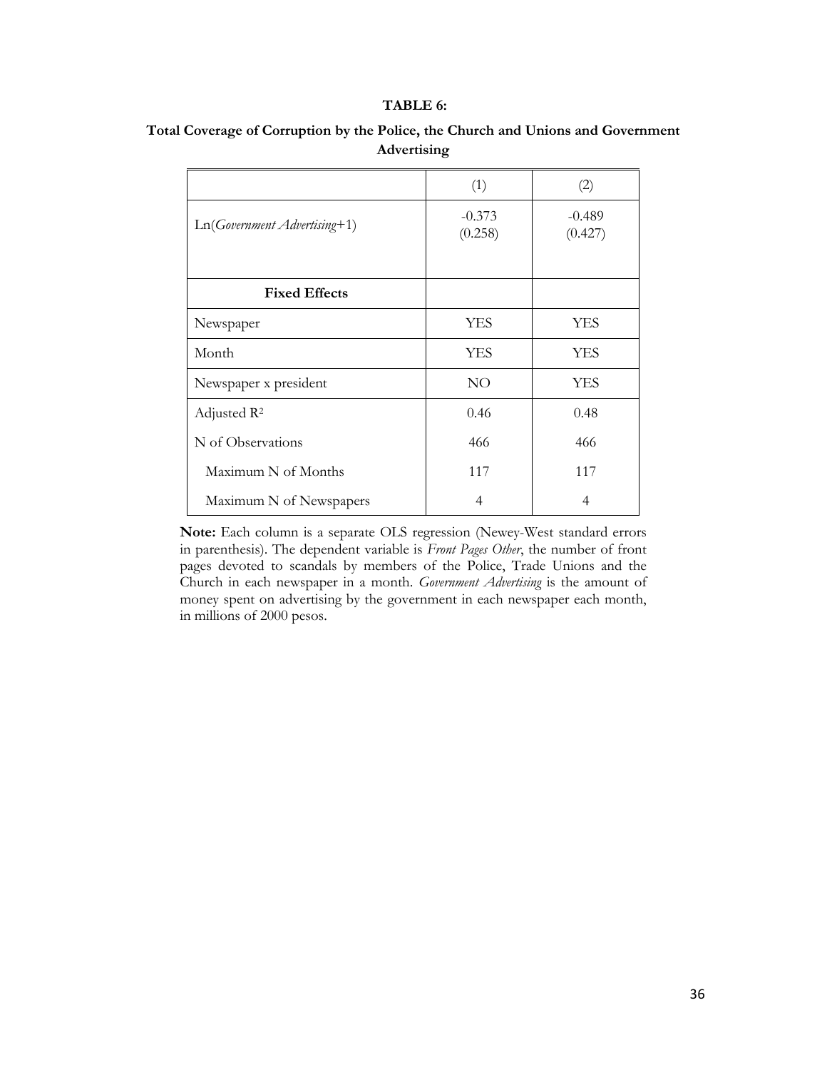**TABLE 6:**

**Total Coverage of Corruption by the Police, the Church and Unions and Government Advertising**

| | (1) | (2) |
|---|---|---|
| Ln(*Government Advertising*+1) | -0.373<br>(0.258) | -0.489<br>(0.427) |
| **Fixed Effects** | | |
| Newspaper | YES | YES |
| Month | YES | YES |
| Newspaper x president | NO | YES |
| Adjusted $R^2$ | 0.46 | 0.48 |
| N of Observations | 466 | 466 |
| Maximum N of Months | 117 | 117 |
| Maximum N of Newspapers | 4 | 4 |

**Note:** Each column is a separate OLS regression (Newey-West standard errors in parenthesis). The dependent variable is *Front Pages Other*, the number of front pages devoted to scandals by members of the Police, Trade Unions and the Church in each newspaper in a month. *Government Advertising* is the amount of money spent on advertising by the government in each newspaper each month, in millions of 2000 pesos.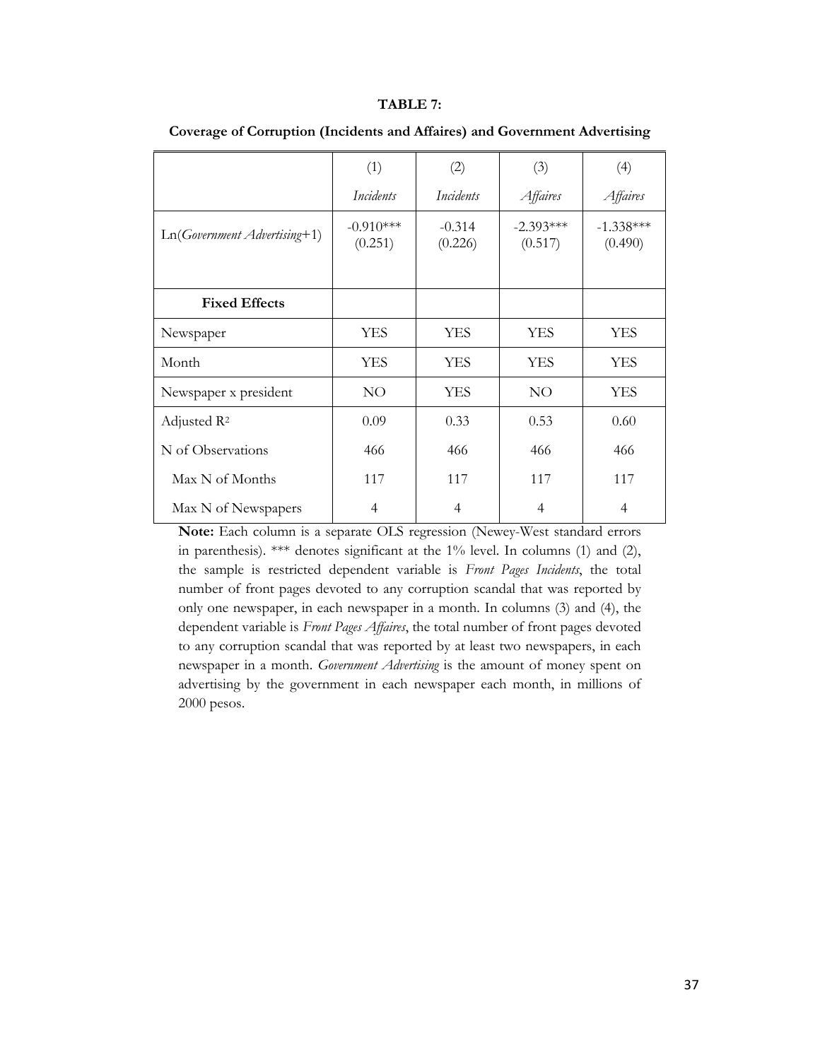**TABLE 7:**

**Coverage of Corruption (Incidents and Affaires) and Government Advertising**

| | (1) *Incidents* | (2) *Incidents* | (3) *Affaires* | (4) *Affaires* |
|---|---|---|---|---|
| Ln(*Government Advertising*+1) | -0.910*** (0.251) | -0.314 (0.226) | -2.393*** (0.517) | -1.338*** (0.490) |
| **Fixed Effects** | | | | |
| Newspaper | YES | YES | YES | YES |
| Month | YES | YES | YES | YES |
| Newspaper x president | NO | YES | NO | YES |
| Adjusted $R^2$ | 0.09 | 0.33 | 0.53 | 0.60 |
| N of Observations | 466 | 466 | 466 | 466 |
| Max N of Months | 117 | 117 | 117 | 117 |
| Max N of Newspapers | 4 | 4 | 4 | 4 |

**Note:** Each column is a separate OLS regression (Newey-West standard errors in parenthesis). *** denotes significant at the 1% level. In columns (1) and (2), the sample is restricted dependent variable is *Front Pages Incidents*, the total number of front pages devoted to any corruption scandal that was reported by only one newspaper, in each newspaper in a month. In columns (3) and (4), the dependent variable is *Front Pages Affaires*, the total number of front pages devoted to any corruption scandal that was reported by at least two newspapers, in each newspaper in a month. *Government Advertising* is the amount of money spent on advertising by the government in each newspaper each month, in millions of 2000 pesos.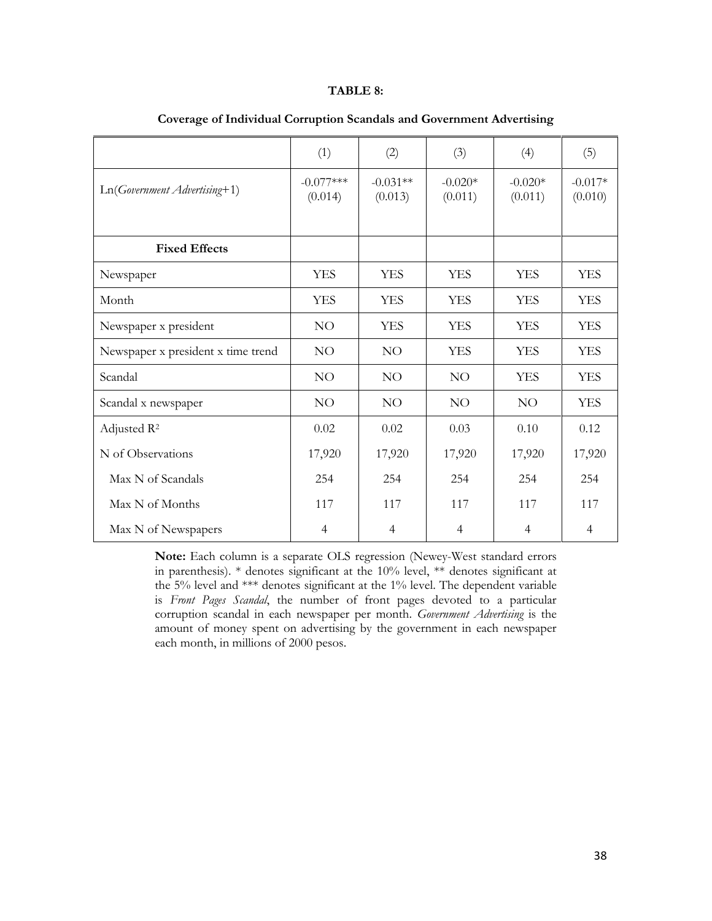**TABLE 8:**

**Coverage of Individual Corruption Scandals and Government Advertising**

| | (1) | (2) | (3) | (4) | (5) |
|---|---|---|---|---|---|
| Ln(*Government Advertising*+1) | -0.077*** (0.014) | -0.031** (0.013) | -0.020* (0.011) | -0.020* (0.011) | -0.017* (0.010) |
| **Fixed Effects** | | | | | |
| Newspaper | YES | YES | YES | YES | YES |
| Month | YES | YES | YES | YES | YES |
| Newspaper x president | NO | YES | YES | YES | YES |
| Newspaper x president x time trend | NO | NO | YES | YES | YES |
| Scandal | NO | NO | NO | YES | YES |
| Scandal x newspaper | NO | NO | NO | NO | YES |
| Adjusted $R^2$ | 0.02 | 0.02 | 0.03 | 0.10 | 0.12 |
| N of Observations | 17,920 | 17,920 | 17,920 | 17,920 | 17,920 |
| Max N of Scandals | 254 | 254 | 254 | 254 | 254 |
| Max N of Months | 117 | 117 | 117 | 117 | 117 |
| Max N of Newspapers | 4 | 4 | 4 | 4 | 4 |

**Note:** Each column is a separate OLS regression (Newey-West standard errors in parenthesis). * denotes significant at the 10% level, ** denotes significant at the 5% level and *** denotes significant at the 1% level. The dependent variable is *Front Pages Scandal*, the number of front pages devoted to a particular corruption scandal in each newspaper per month. *Government Advertising* is the amount of money spent on advertising by the government in each newspaper each month, in millions of 2000 pesos.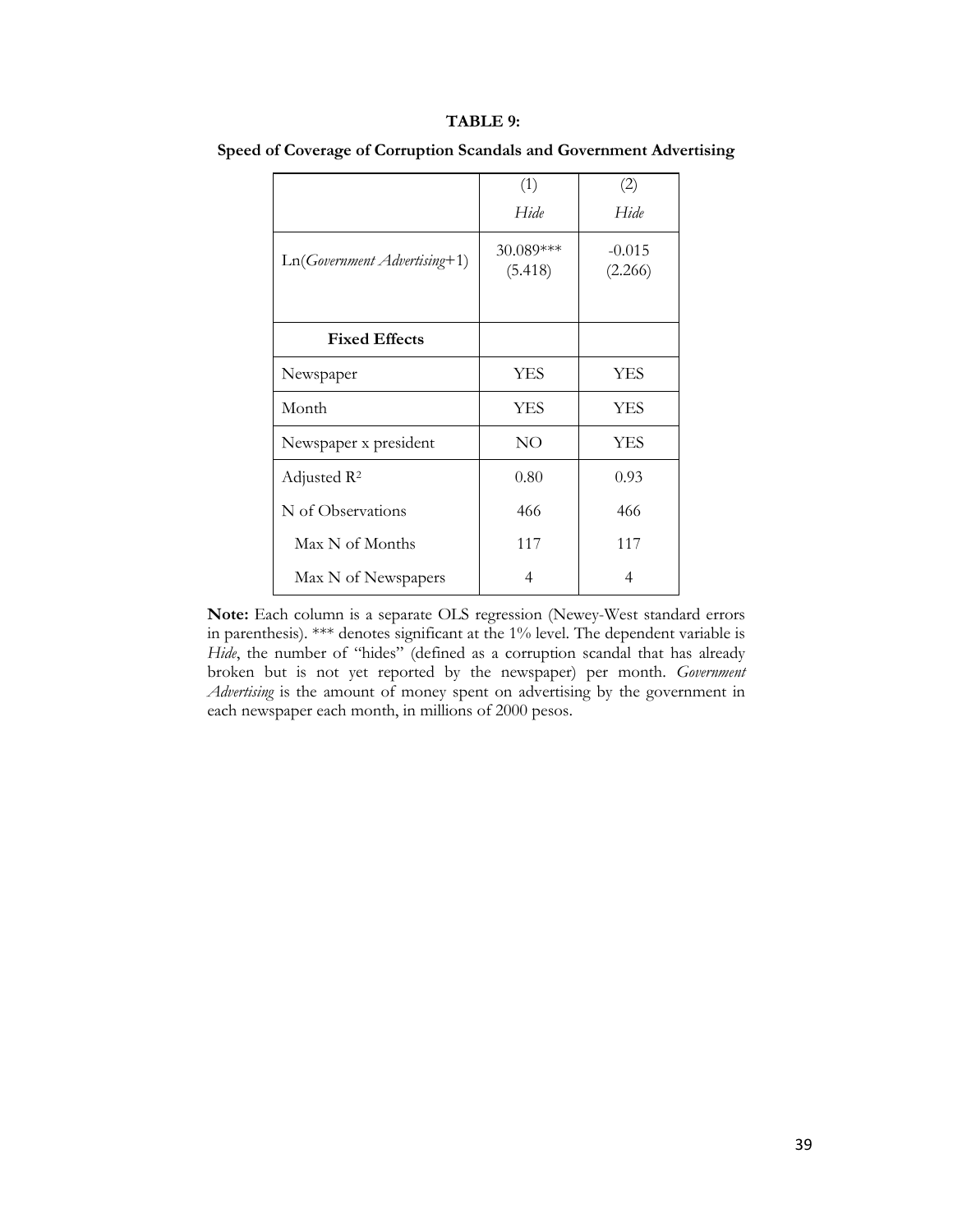**TABLE 9:**

**Speed of Coverage of Corruption Scandals and Government Advertising**

| | (1) *Hide* | (2) *Hide* |
|---|---|---|
| Ln(*Government Advertising*+1) | 30.089*** (5.418) | -0.015 (2.266) |
| **Fixed Effects** | | |
| Newspaper | YES | YES |
| Month | YES | YES |
| Newspaper x president | NO | YES |
| Adjusted $R^2$ | 0.80 | 0.93 |
| N of Observations | 466 | 466 |
| Max N of Months | 117 | 117 |
| Max N of Newspapers | 4 | 4 |

**Note:** Each column is a separate OLS regression (Newey-West standard errors in parenthesis). *** denotes significant at the 1% level. The dependent variable is *Hide*, the number of "hides" (defined as a corruption scandal that has already broken but is not yet reported by the newspaper) per month. *Government Advertising* is the amount of money spent on advertising by the government in each newspaper each month, in millions of 2000 pesos.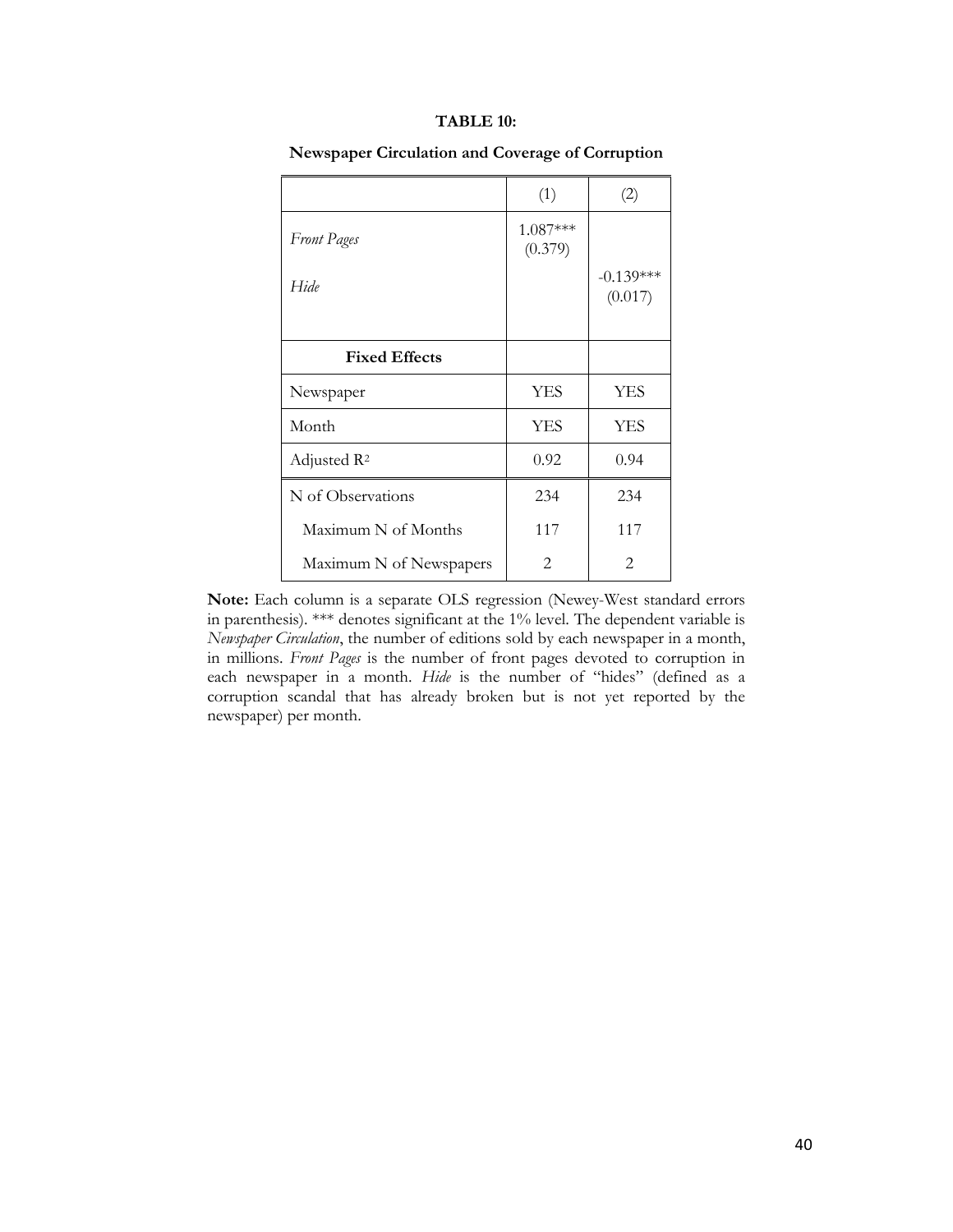**TABLE 10:**

**Newspaper Circulation and Coverage of Corruption**

| | (1) | (2) |
|---|---|---|
| *Front Pages* | 1.087*** (0.379) | |
| *Hide* | | -0.139*** (0.017) |
| **Fixed Effects** | | |
| Newspaper | YES | YES |
| Month | YES | YES |
| Adjusted $R^2$ | 0.92 | 0.94 |
| N of Observations | 234 | 234 |
| Maximum N of Months | 117 | 117 |
| Maximum N of Newspapers | 2 | 2 |

**Note:** Each column is a separate OLS regression (Newey-West standard errors in parenthesis). *** denotes significant at the 1% level. The dependent variable is *Newspaper Circulation*, the number of editions sold by each newspaper in a month, in millions. *Front Pages* is the number of front pages devoted to corruption in each newspaper in a month. *Hide* is the number of "hides" (defined as a corruption scandal that has already broken but is not yet reported by the newspaper) per month.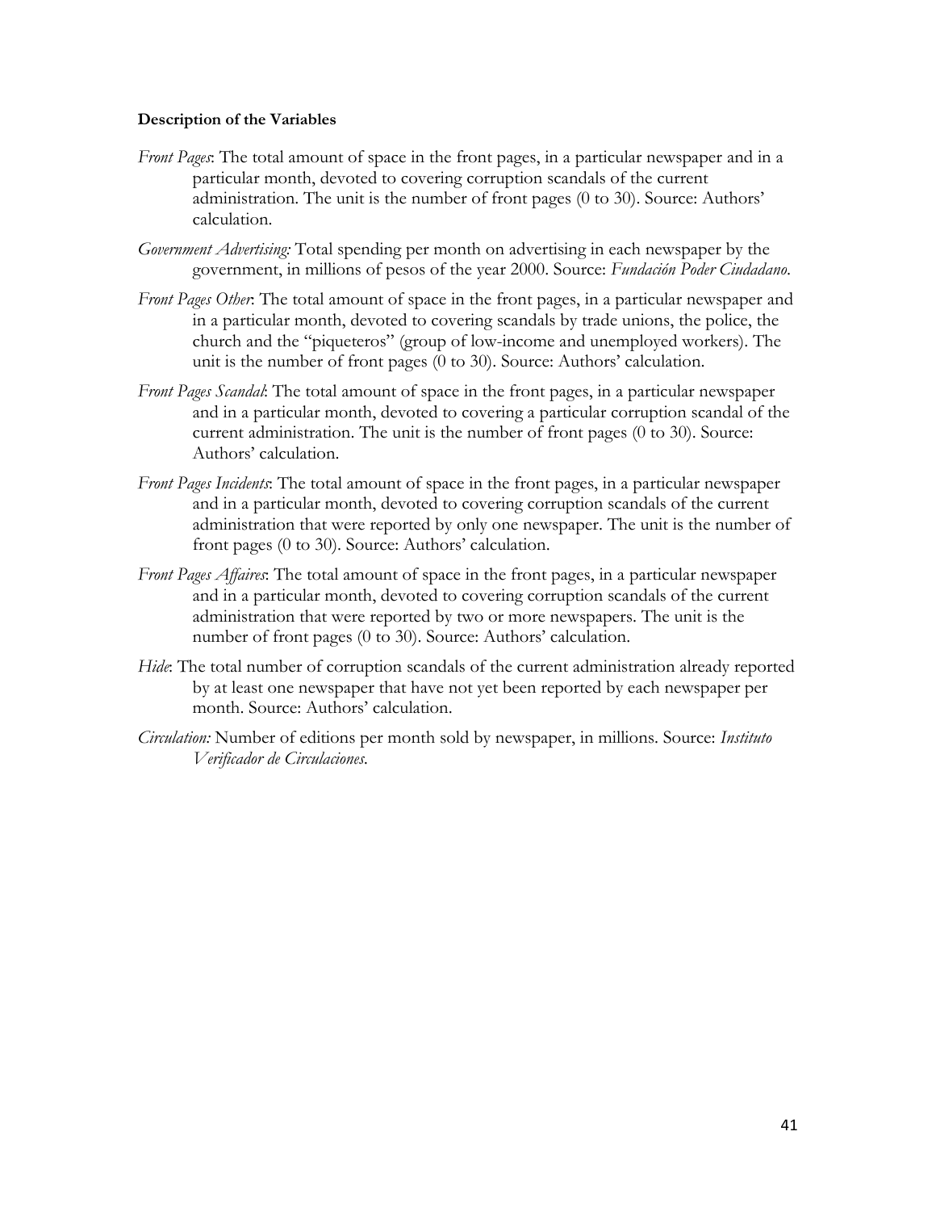**Description of the Variables**

*Front Pages*: The total amount of space in the front pages, in a particular newspaper and in a particular month, devoted to covering corruption scandals of the current administration. The unit is the number of front pages (0 to 30). Source: Authors' calculation.

*Government Advertising:* Total spending per month on advertising in each newspaper by the government, in millions of pesos of the year 2000. Source: *Fundación Poder Ciudadano*.

*Front Pages Other*: The total amount of space in the front pages, in a particular newspaper and in a particular month, devoted to covering scandals by trade unions, the police, the church and the "piqueteros" (group of low-income and unemployed workers). The unit is the number of front pages (0 to 30). Source: Authors' calculation.

*Front Pages Scandal*: The total amount of space in the front pages, in a particular newspaper and in a particular month, devoted to covering a particular corruption scandal of the current administration. The unit is the number of front pages (0 to 30). Source: Authors' calculation.

*Front Pages Incidents*: The total amount of space in the front pages, in a particular newspaper and in a particular month, devoted to covering corruption scandals of the current administration that were reported by only one newspaper. The unit is the number of front pages (0 to 30). Source: Authors' calculation.

*Front Pages Affaires*: The total amount of space in the front pages, in a particular newspaper and in a particular month, devoted to covering corruption scandals of the current administration that were reported by two or more newspapers. The unit is the number of front pages (0 to 30). Source: Authors' calculation.

*Hide*: The total number of corruption scandals of the current administration already reported by at least one newspaper that have not yet been reported by each newspaper per month. Source: Authors' calculation.

*Circulation:* Number of editions per month sold by newspaper, in millions. Source: *Instituto Verificador de Circulaciones*.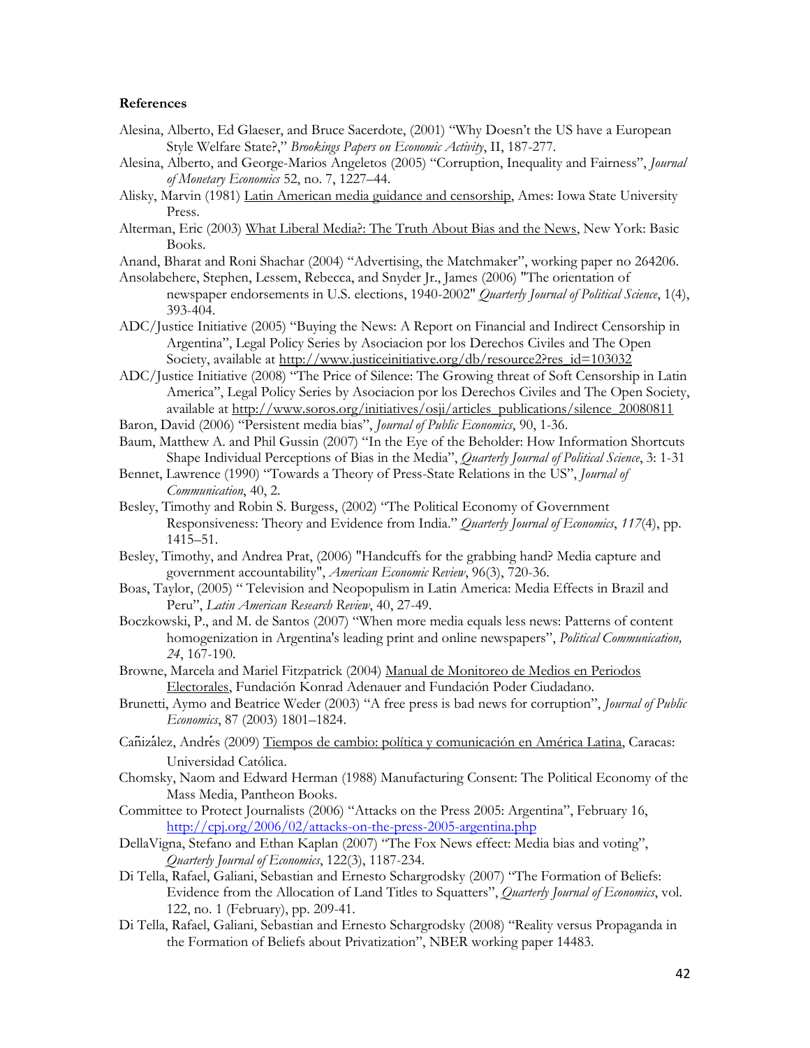**References**

Alesina, Alberto, Ed Glaeser, and Bruce Sacerdote, (2001) "Why Doesn't the US have a European Style Welfare State?," *Brookings Papers on Economic Activity*, II, 187-277.

Alesina, Alberto, and George-Marios Angeletos (2005) "Corruption, Inequality and Fairness", *Journal of Monetary Economics* 52, no. 7, 1227–44.

Alisky, Marvin (1981) Latin American media guidance and censorship, Ames: Iowa State University Press.

Alterman, Eric (2003) What Liberal Media?: The Truth About Bias and the News, New York: Basic Books.

Anand, Bharat and Roni Shachar (2004) "Advertising, the Matchmaker", working paper no 264206.

Ansolabehere, Stephen, Lessem, Rebecca, and Snyder Jr., James (2006) "The orientation of newspaper endorsements in U.S. elections, 1940-2002" *Quarterly Journal of Political Science*, 1(4), 393-404.

ADC/Justice Initiative (2005) "Buying the News: A Report on Financial and Indirect Censorship in Argentina", Legal Policy Series by Asociacion por los Derechos Civiles and The Open Society, available at http://www.justiceinitiative.org/db/resource2?res_id=103032

ADC/Justice Initiative (2008) "The Price of Silence: The Growing threat of Soft Censorship in Latin America", Legal Policy Series by Asociacion por los Derechos Civiles and The Open Society, available at http://www.soros.org/initiatives/osji/articles_publications/silence_20080811

Baron, David (2006) "Persistent media bias", *Journal of Public Economics*, 90, 1-36.

Baum, Matthew A. and Phil Gussin (2007) "In the Eye of the Beholder: How Information Shortcuts Shape Individual Perceptions of Bias in the Media", *Quarterly Journal of Political Science*, 3: 1-31

Bennet, Lawrence (1990) "Towards a Theory of Press-State Relations in the US", *Journal of Communication*, 40, 2.

Besley, Timothy and Robin S. Burgess, (2002) "The Political Economy of Government Responsiveness: Theory and Evidence from India." *Quarterly Journal of Economics*, *117*(4), pp. 1415–51.

Besley, Timothy, and Andrea Prat, (2006) "Handcuffs for the grabbing hand? Media capture and government accountability", *American Economic Review*, 96(3), 720-36.

Boas, Taylor, (2005) " Television and Neopopulism in Latin America: Media Effects in Brazil and Peru", *Latin American Research Review*, 40, 27-49.

Boczkowski, P., and M. de Santos (2007) "When more media equals less news: Patterns of content homogenization in Argentina's leading print and online newspapers", *Political Communication, 24*, 167-190.

Browne, Marcela and Mariel Fitzpatrick (2004) Manual de Monitoreo de Medios en Periodos Electorales, Fundación Konrad Adenauer and Fundación Poder Ciudadano.

Brunetti, Aymo and Beatrice Weder (2003) "A free press is bad news for corruption", *Journal of Public Economics*, 87 (2003) 1801–1824.

Cañizález, Andrés (2009) Tiempos de cambio: política y comunicación en América Latina, Caracas: Universidad Católica.

Chomsky, Naom and Edward Herman (1988) Manufacturing Consent: The Political Economy of the Mass Media, Pantheon Books.

Committee to Protect Journalists (2006) "Attacks on the Press 2005: Argentina", February 16, http://cpj.org/2006/02/attacks-on-the-press-2005-argentina.php

DellaVigna, Stefano and Ethan Kaplan (2007) "The Fox News effect: Media bias and voting", *Quarterly Journal of Economics*, 122(3), 1187-234.

Di Tella, Rafael, Galiani, Sebastian and Ernesto Schargrodsky (2007) "The Formation of Beliefs: Evidence from the Allocation of Land Titles to Squatters", *Quarterly Journal of Economics*, vol. 122, no. 1 (February), pp. 209-41.

Di Tella, Rafael, Galiani, Sebastian and Ernesto Schargrodsky (2008) "Reality versus Propaganda in the Formation of Beliefs about Privatization", NBER working paper 14483.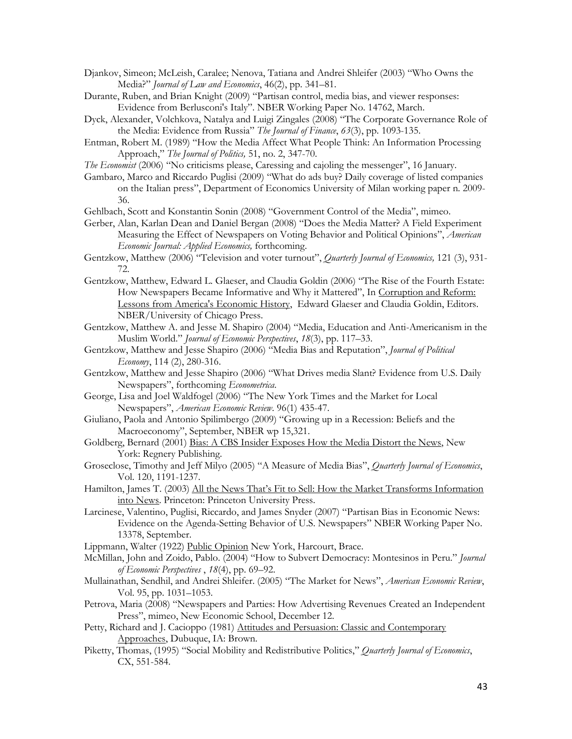Djankov, Simeon; McLeish, Caralee; Nenova, Tatiana and Andrei Shleifer (2003) "Who Owns the Media?" *Journal of Law and Economics*, 46(2), pp. 341–81.

Durante, Ruben, and Brian Knight (2009) "Partisan control, media bias, and viewer responses: Evidence from Berlusconi's Italy". NBER Working Paper No. 14762, March.

Dyck, Alexander, Volchkova, Natalya and Luigi Zingales (2008) "The Corporate Governance Role of the Media: Evidence from Russia" *The Journal of Finance*, *63*(3), pp. 1093-135.

Entman, Robert M. (1989) "How the Media Affect What People Think: An Information Processing Approach," *The Journal of Politics,* 51, no. 2, 347-70.

*The Economist* (2006) "No criticisms please, Caressing and cajoling the messenger", 16 January.

Gambaro, Marco and Riccardo Puglisi (2009) "What do ads buy? Daily coverage of listed companies on the Italian press", Department of Economics University of Milan working paper n. 2009-36.

Gehlbach, Scott and Konstantin Sonin (2008) "Government Control of the Media", mimeo.

Gerber, Alan, Karlan Dean and Daniel Bergan (2008) "Does the Media Matter? A Field Experiment Measuring the Effect of Newspapers on Voting Behavior and Political Opinions", *American Economic Journal: Applied Economics,* forthcoming.

Gentzkow, Matthew (2006) "Television and voter turnout", *Quarterly Journal of Economics,* 121 (3), 931-72.

Gentzkow, Matthew, Edward L. Glaeser, and Claudia Goldin (2006) "The Rise of the Fourth Estate: How Newspapers Became Informative and Why it Mattered", In Corruption and Reform: Lessons from America's Economic History, Edward Glaeser and Claudia Goldin, Editors. NBER/University of Chicago Press.

Gentzkow, Matthew A. and Jesse M. Shapiro (2004) "Media, Education and Anti-Americanism in the Muslim World." *Journal of Economic Perspectives*, *18*(3), pp. 117–33.

Gentzkow, Matthew and Jesse Shapiro (2006) "Media Bias and Reputation", *Journal of Political Economy*, 114 (2), 280-316.

Gentzkow, Matthew and Jesse Shapiro (2006) "What Drives media Slant? Evidence from U.S. Daily Newspapers", forthcoming *Econometrica*.

George, Lisa and Joel Waldfogel (2006) "The New York Times and the Market for Local Newspapers", *American Economic Review*. 96(1) 435-47.

Giuliano, Paola and Antonio Spilimbergo (2009) "Growing up in a Recession: Beliefs and the Macroeconomy", September, NBER wp 15,321.

Goldberg, Bernard (2001) Bias: A CBS Insider Exposes How the Media Distort the News, New York: Regnery Publishing.

Groseclose, Timothy and Jeff Milyo (2005) "A Measure of Media Bias", *Quarterly Journal of Economics*, Vol. 120, 1191-1237.

Hamilton, James T. (2003) All the News That's Fit to Sell: How the Market Transforms Information into News. Princeton: Princeton University Press.

Larcinese, Valentino, Puglisi, Riccardo, and James Snyder (2007) "Partisan Bias in Economic News: Evidence on the Agenda-Setting Behavior of U.S. Newspapers" NBER Working Paper No. 13378, September.

Lippmann, Walter (1922) Public Opinion New York, Harcourt, Brace.

McMillan, John and Zoido, Pablo. (2004) "How to Subvert Democracy: Montesinos in Peru." *Journal of Economic Perspectives* , *18*(4), pp. 69–92.

Mullainathan, Sendhil, and Andrei Shleifer. (2005) "The Market for News", *American Economic Review*, Vol. 95, pp. 1031–1053.

Petrova, Maria (2008) "Newspapers and Parties: How Advertising Revenues Created an Independent Press", mimeo, New Economic School, December 12.

Petty, Richard and J. Cacioppo (1981) Attitudes and Persuasion: Classic and Contemporary Approaches, Dubuque, IA: Brown.

Piketty, Thomas, (1995) "Social Mobility and Redistributive Politics," *Quarterly Journal of Economics*, CX, 551-584.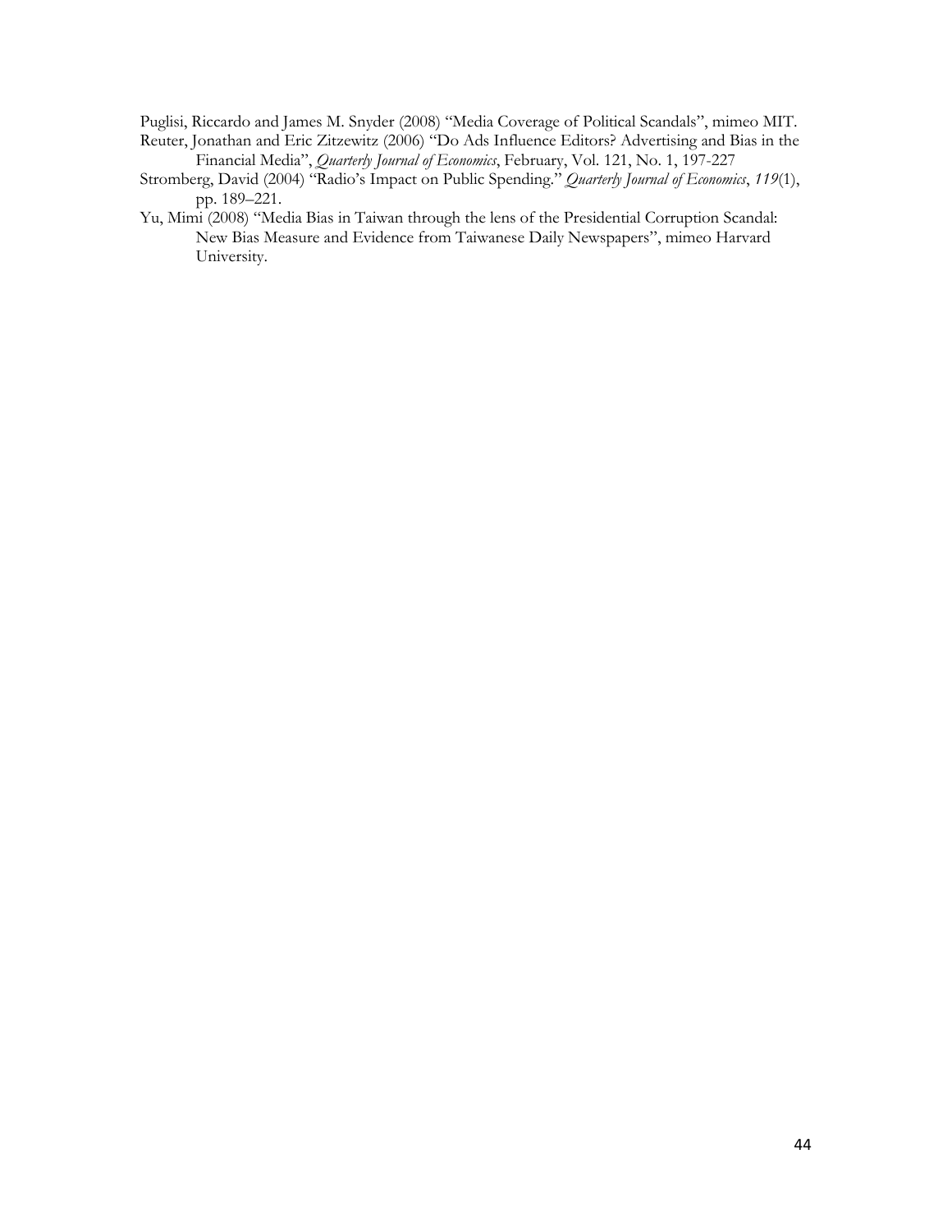Puglisi, Riccardo and James M. Snyder (2008) "Media Coverage of Political Scandals", mimeo MIT.

Reuter, Jonathan and Eric Zitzewitz (2006) "Do Ads Influence Editors? Advertising and Bias in the Financial Media", *Quarterly Journal of Economics*, February, Vol. 121, No. 1, 197-227

Stromberg, David (2004) "Radio's Impact on Public Spending." *Quarterly Journal of Economics*, *119*(1), pp. 189–221.

Yu, Mimi (2008) "Media Bias in Taiwan through the lens of the Presidential Corruption Scandal: New Bias Measure and Evidence from Taiwanese Daily Newspapers", mimeo Harvard University.